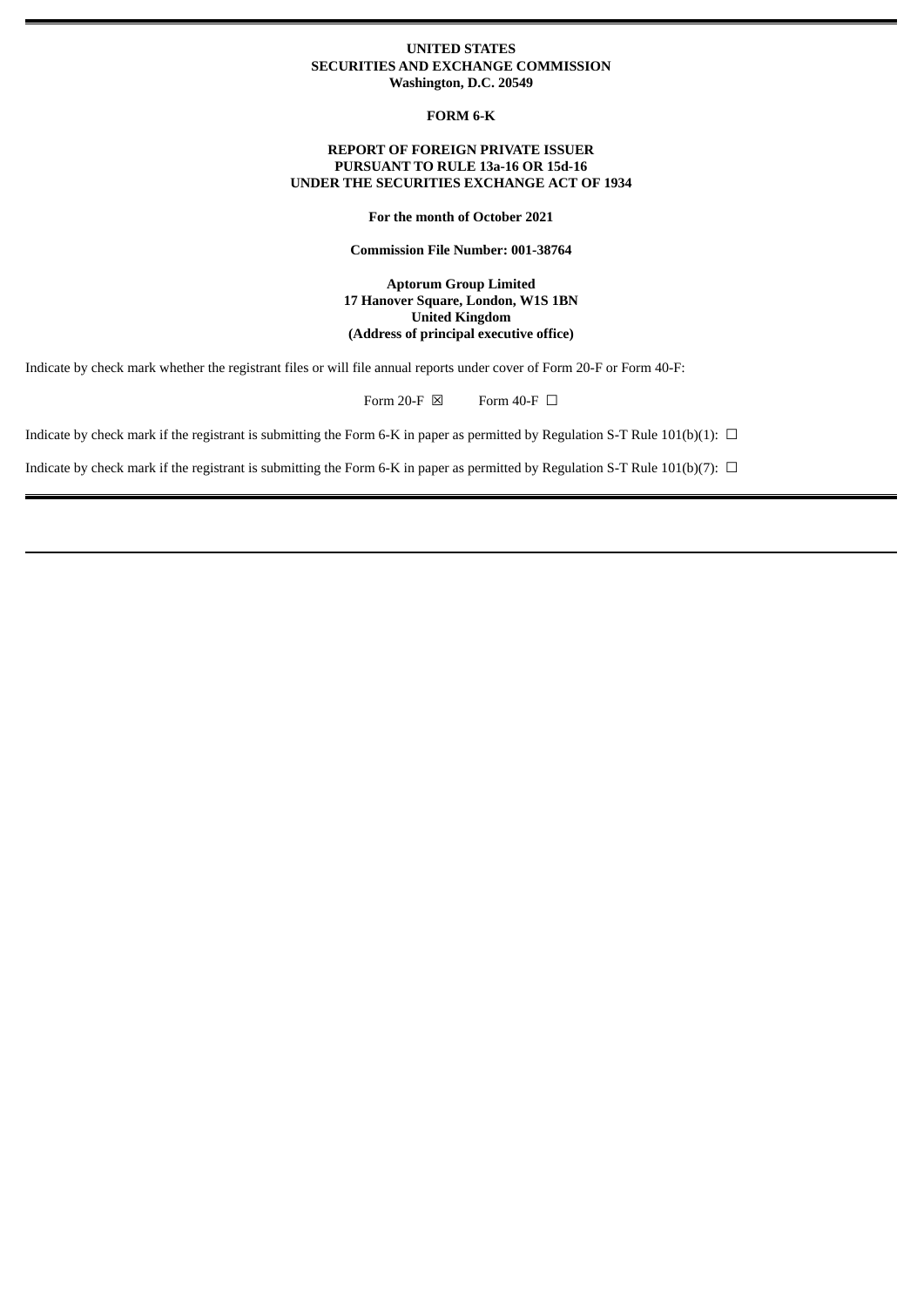**UNITED STATES**
**SECURITIES AND EXCHANGE COMMISSION**
**Washington, D.C. 20549**

**FORM 6-K**

**REPORT OF FOREIGN PRIVATE ISSUER**
**PURSUANT TO RULE 13a-16 OR 15d-16**
**UNDER THE SECURITIES EXCHANGE ACT OF 1934**

**For the month of October 2021**

**Commission File Number: 001-38764**

**Aptorum Group Limited**
**17 Hanover Square, London, W1S 1BN**
**United Kingdom**
**(Address of principal executive office)**

Indicate by check mark whether the registrant files or will file annual reports under cover of Form 20-F or Form 40-F:

Form 20-F ☒ Form 40-F ☐

Indicate by check mark if the registrant is submitting the Form 6-K in paper as permitted by Regulation S-T Rule 101(b)(1): ☐

Indicate by check mark if the registrant is submitting the Form 6-K in paper as permitted by Regulation S-T Rule 101(b)(7): ☐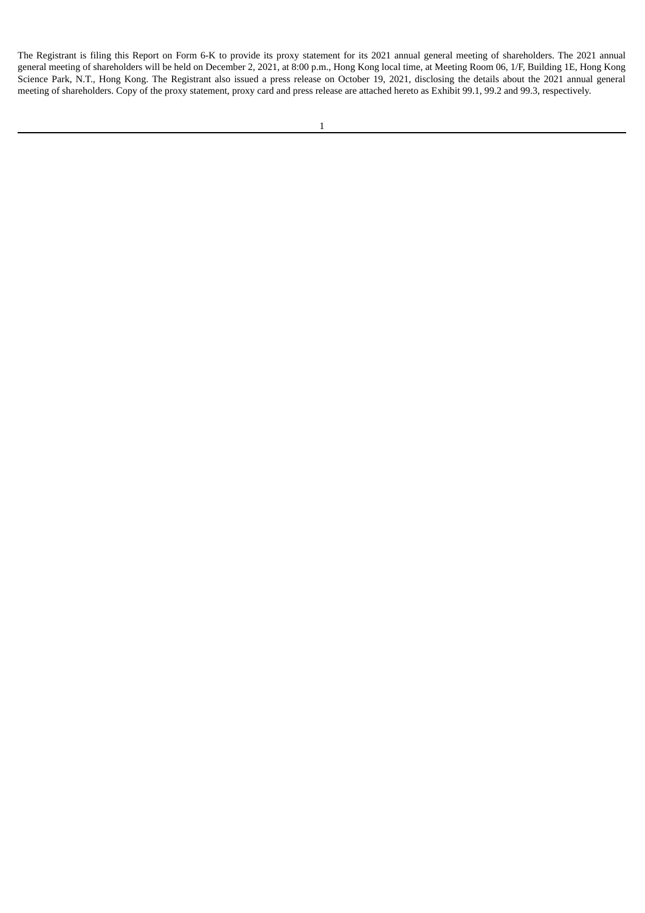The Registrant is filing this Report on Form 6-K to provide its proxy statement for its 2021 annual general meeting of shareholders. The 2021 annual general meeting of shareholders will be held on December 2, 2021, at 8:00 p.m., Hong Kong local time, at Meeting Room 06, 1/F, Building 1E, Hong Kong Science Park, N.T., Hong Kong. The Registrant also issued a press release on October 19, 2021, disclosing the details about the 2021 annual general meeting of shareholders. Copy of the proxy statement, proxy card and press release are attached hereto as Exhibit 99.1, 99.2 and 99.3, respectively.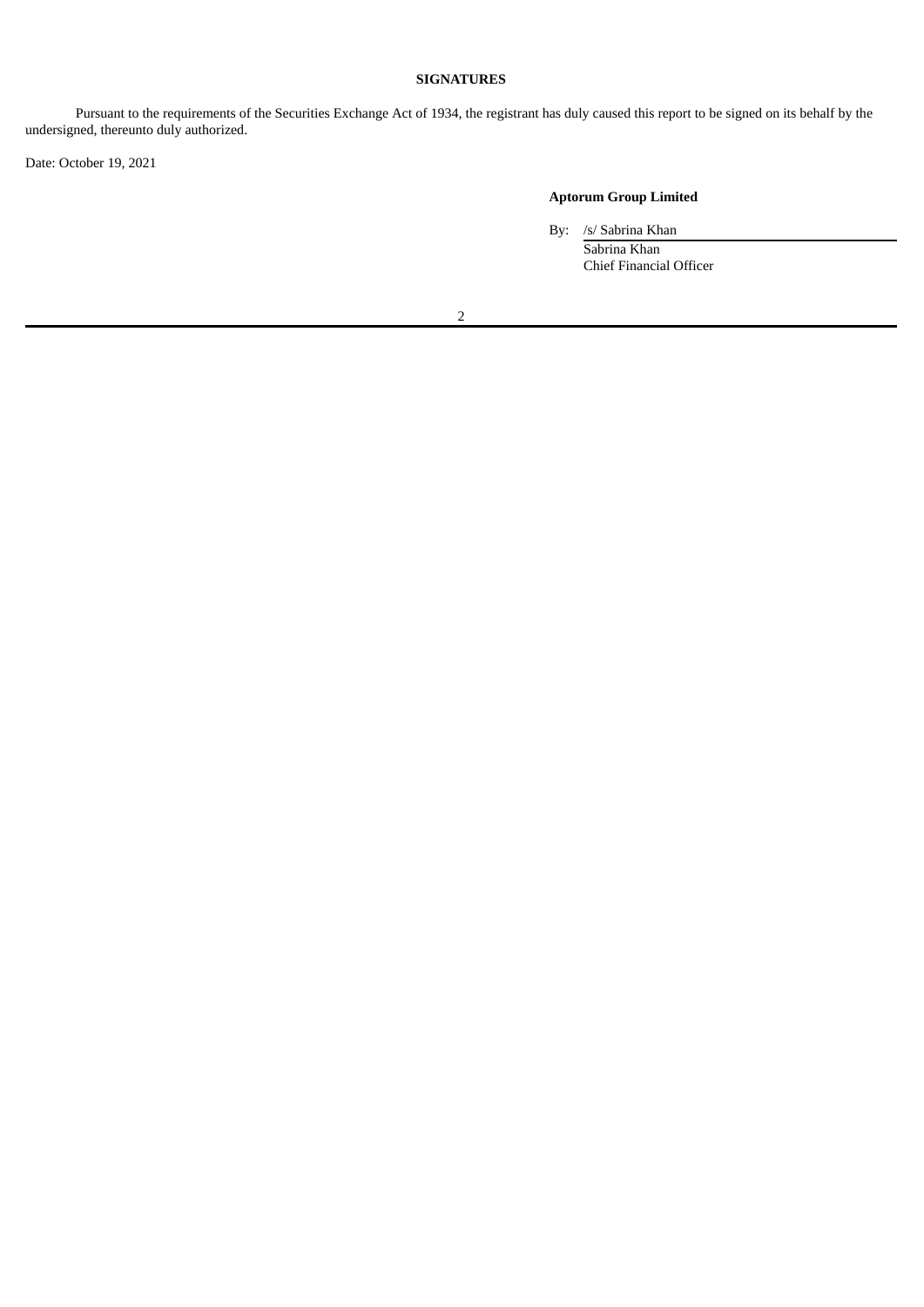**SIGNATURES**

Pursuant to the requirements of the Securities Exchange Act of 1934, the registrant has duly caused this report to be signed on its behalf by the undersigned, thereunto duly authorized.

Date: October 19, 2021

**Aptorum Group Limited**

By: /s/ Sabrina Khan
Sabrina Khan
Chief Financial Officer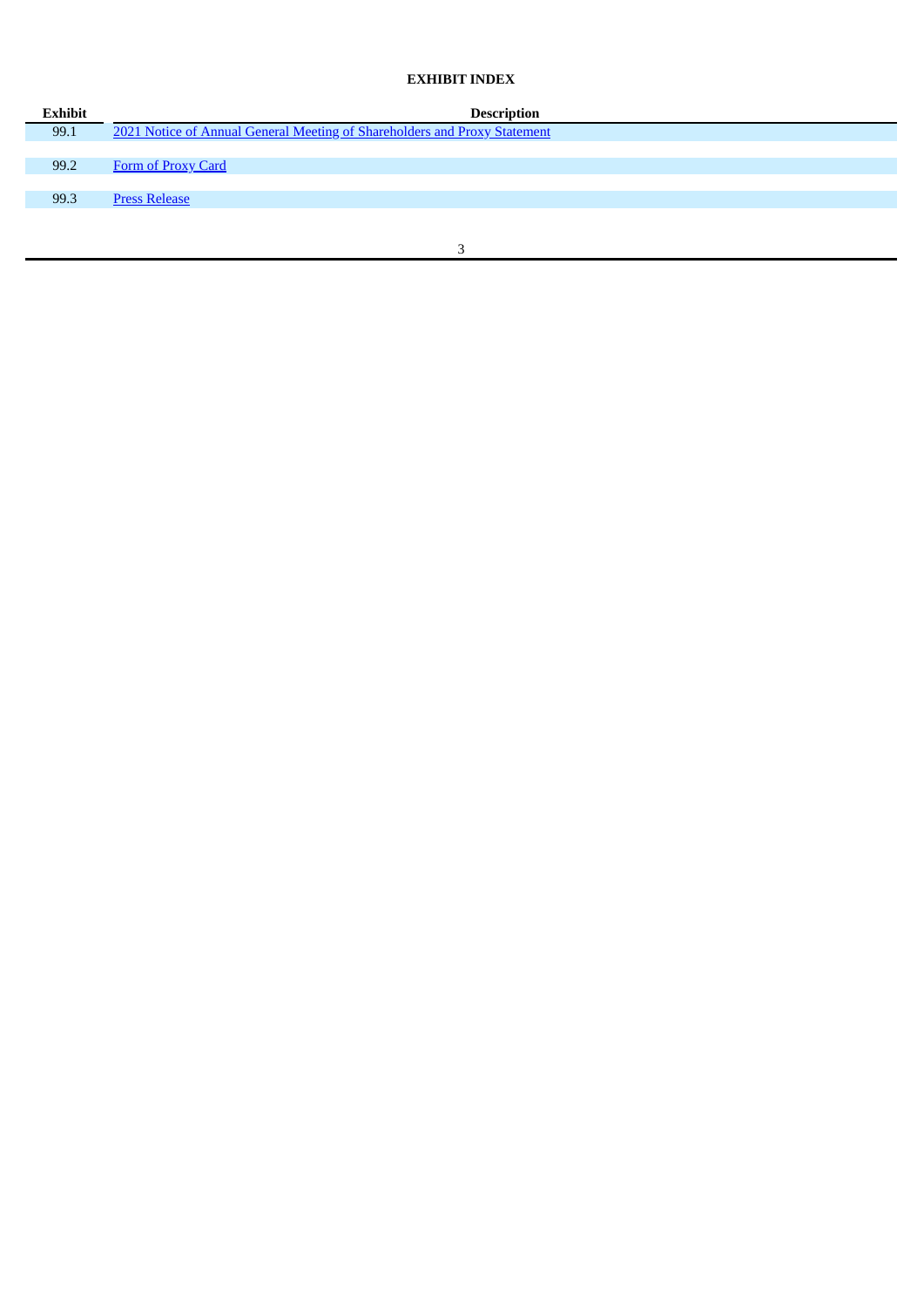**EXHIBIT INDEX**

| Exhibit | Description |
| --- | --- |
| 99.1 | 2021 Notice of Annual General Meeting of Shareholders and Proxy Statement |
| 99.2 | Form of Proxy Card |
| 99.3 | Press Release |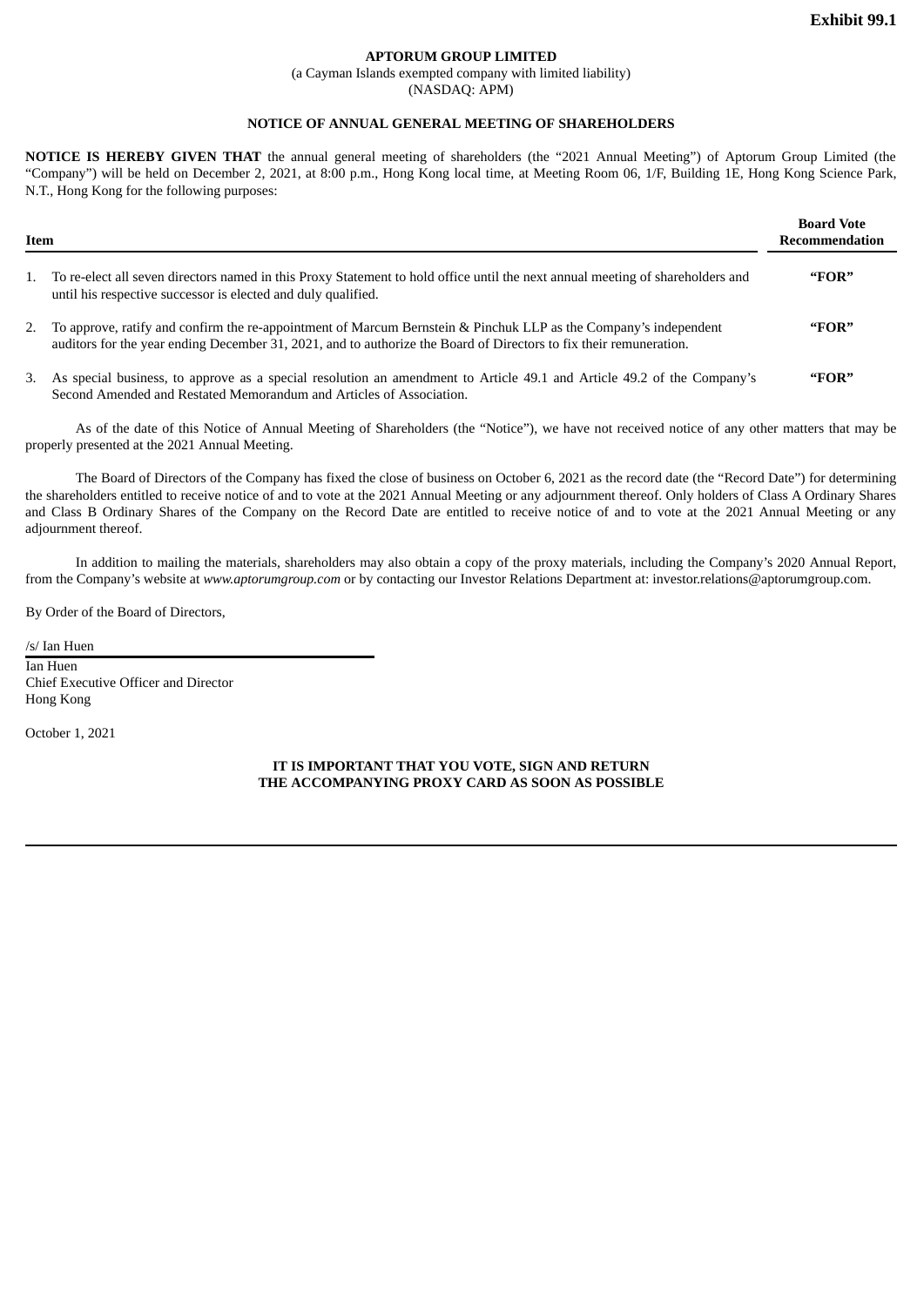**Exhibit 99.1**

**APTORUM GROUP LIMITED**
(a Cayman Islands exempted company with limited liability)
(NASDAQ: APM)

**NOTICE OF ANNUAL GENERAL MEETING OF SHAREHOLDERS**

**NOTICE IS HEREBY GIVEN THAT** the annual general meeting of shareholders (the "2021 Annual Meeting") of Aptorum Group Limited (the "Company") will be held on December 2, 2021, at 8:00 p.m., Hong Kong local time, at Meeting Room 06, 1/F, Building 1E, Hong Kong Science Park, N.T., Hong Kong for the following purposes:

| Item | | Board Vote Recommendation |
|---|---|---|
| 1. | To re-elect all seven directors named in this Proxy Statement to hold office until the next annual meeting of shareholders and until his respective successor is elected and duly qualified. | **"FOR"** |
| 2. | To approve, ratify and confirm the re-appointment of Marcum Bernstein & Pinchuk LLP as the Company's independent auditors for the year ending December 31, 2021, and to authorize the Board of Directors to fix their remuneration. | **"FOR"** |
| 3. | As special business, to approve as a special resolution an amendment to Article 49.1 and Article 49.2 of the Company's Second Amended and Restated Memorandum and Articles of Association. | **"FOR"** |

As of the date of this Notice of Annual Meeting of Shareholders (the "Notice"), we have not received notice of any other matters that may be properly presented at the 2021 Annual Meeting.

The Board of Directors of the Company has fixed the close of business on October 6, 2021 as the record date (the "Record Date") for determining the shareholders entitled to receive notice of and to vote at the 2021 Annual Meeting or any adjournment thereof. Only holders of Class A Ordinary Shares and Class B Ordinary Shares of the Company on the Record Date are entitled to receive notice of and to vote at the 2021 Annual Meeting or any adjournment thereof.

In addition to mailing the materials, shareholders may also obtain a copy of the proxy materials, including the Company's 2020 Annual Report, from the Company's website at *www.aptorumgroup.com* or by contacting our Investor Relations Department at: investor.relations@aptorumgroup.com.

By Order of the Board of Directors,

/s/ Ian Huen

Ian Huen
Chief Executive Officer and Director
Hong Kong

October 1, 2021

**IT IS IMPORTANT THAT YOU VOTE, SIGN AND RETURN THE ACCOMPANYING PROXY CARD AS SOON AS POSSIBLE**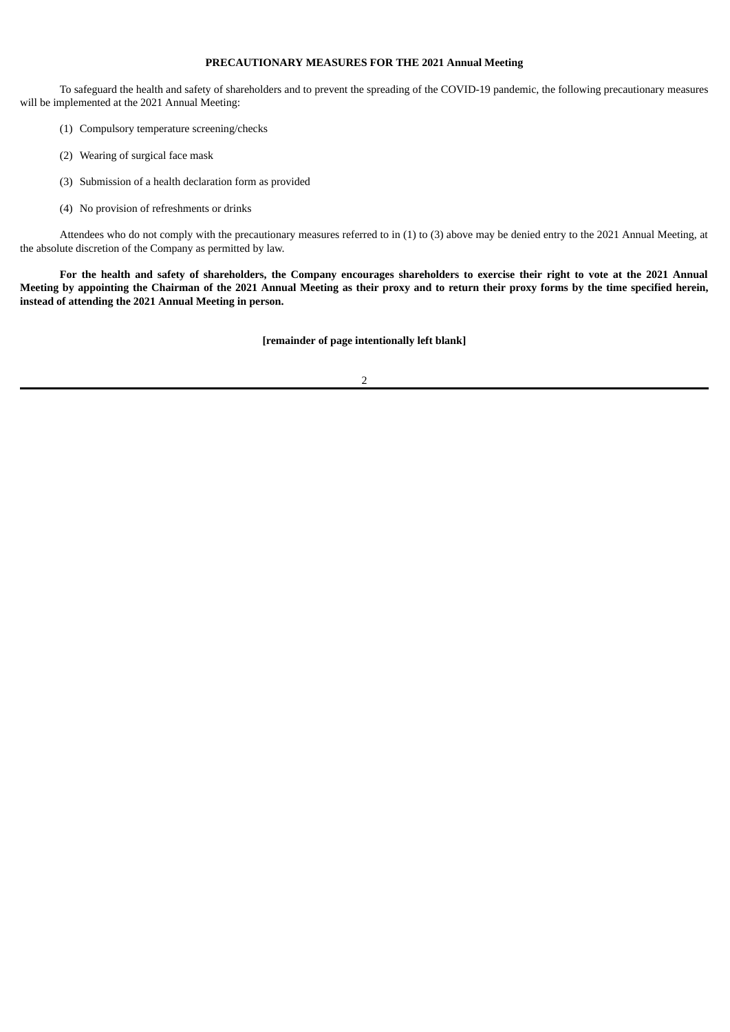## PRECAUTIONARY MEASURES FOR THE 2021 Annual Meeting

To safeguard the health and safety of shareholders and to prevent the spreading of the COVID-19 pandemic, the following precautionary measures will be implemented at the 2021 Annual Meeting:

(1) Compulsory temperature screening/checks

(2) Wearing of surgical face mask

(3) Submission of a health declaration form as provided

(4) No provision of refreshments or drinks

Attendees who do not comply with the precautionary measures referred to in (1) to (3) above may be denied entry to the 2021 Annual Meeting, at the absolute discretion of the Company as permitted by law.

**For the health and safety of shareholders, the Company encourages shareholders to exercise their right to vote at the 2021 Annual Meeting by appointing the Chairman of the 2021 Annual Meeting as their proxy and to return their proxy forms by the time specified herein, instead of attending the 2021 Annual Meeting in person.**

**[remainder of page intentionally left blank]**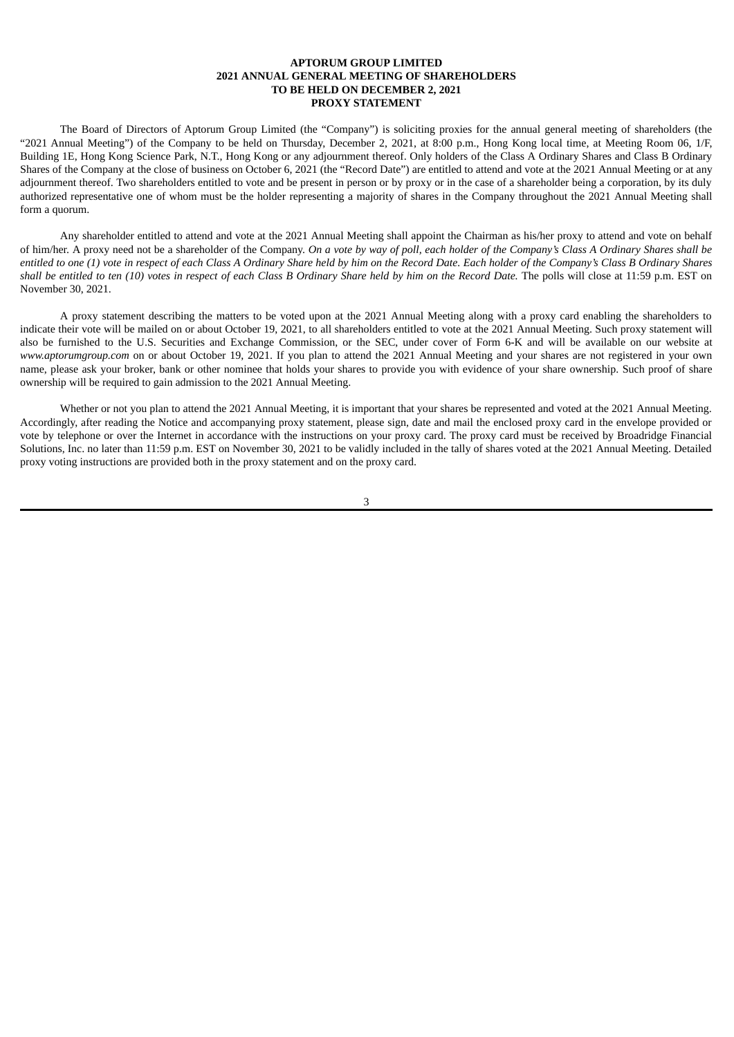# APTORUM GROUP LIMITED
# 2021 ANNUAL GENERAL MEETING OF SHAREHOLDERS
# TO BE HELD ON DECEMBER 2, 2021
# PROXY STATEMENT

The Board of Directors of Aptorum Group Limited (the "Company") is soliciting proxies for the annual general meeting of shareholders (the "2021 Annual Meeting") of the Company to be held on Thursday, December 2, 2021, at 8:00 p.m., Hong Kong local time, at Meeting Room 06, 1/F, Building 1E, Hong Kong Science Park, N.T., Hong Kong or any adjournment thereof. Only holders of the Class A Ordinary Shares and Class B Ordinary Shares of the Company at the close of business on October 6, 2021 (the "Record Date") are entitled to attend and vote at the 2021 Annual Meeting or at any adjournment thereof. Two shareholders entitled to vote and be present in person or by proxy or in the case of a shareholder being a corporation, by its duly authorized representative one of whom must be the holder representing a majority of shares in the Company throughout the 2021 Annual Meeting shall form a quorum.

Any shareholder entitled to attend and vote at the 2021 Annual Meeting shall appoint the Chairman as his/her proxy to attend and vote on behalf of him/her. A proxy need not be a shareholder of the Company. *On a vote by way of poll, each holder of the Company's Class A Ordinary Shares shall be entitled to one (1) vote in respect of each Class A Ordinary Share held by him on the Record Date. Each holder of the Company's Class B Ordinary Shares shall be entitled to ten (10) votes in respect of each Class B Ordinary Share held by him on the Record Date.* The polls will close at 11:59 p.m. EST on November 30, 2021.

A proxy statement describing the matters to be voted upon at the 2021 Annual Meeting along with a proxy card enabling the shareholders to indicate their vote will be mailed on or about October 19, 2021, to all shareholders entitled to vote at the 2021 Annual Meeting. Such proxy statement will also be furnished to the U.S. Securities and Exchange Commission, or the SEC, under cover of Form 6-K and will be available on our website at *www.aptorumgroup.com* on or about October 19, 2021. If you plan to attend the 2021 Annual Meeting and your shares are not registered in your own name, please ask your broker, bank or other nominee that holds your shares to provide you with evidence of your share ownership. Such proof of share ownership will be required to gain admission to the 2021 Annual Meeting.

Whether or not you plan to attend the 2021 Annual Meeting, it is important that your shares be represented and voted at the 2021 Annual Meeting. Accordingly, after reading the Notice and accompanying proxy statement, please sign, date and mail the enclosed proxy card in the envelope provided or vote by telephone or over the Internet in accordance with the instructions on your proxy card. The proxy card must be received by Broadridge Financial Solutions, Inc. no later than 11:59 p.m. EST on November 30, 2021 to be validly included in the tally of shares voted at the 2021 Annual Meeting. Detailed proxy voting instructions are provided both in the proxy statement and on the proxy card.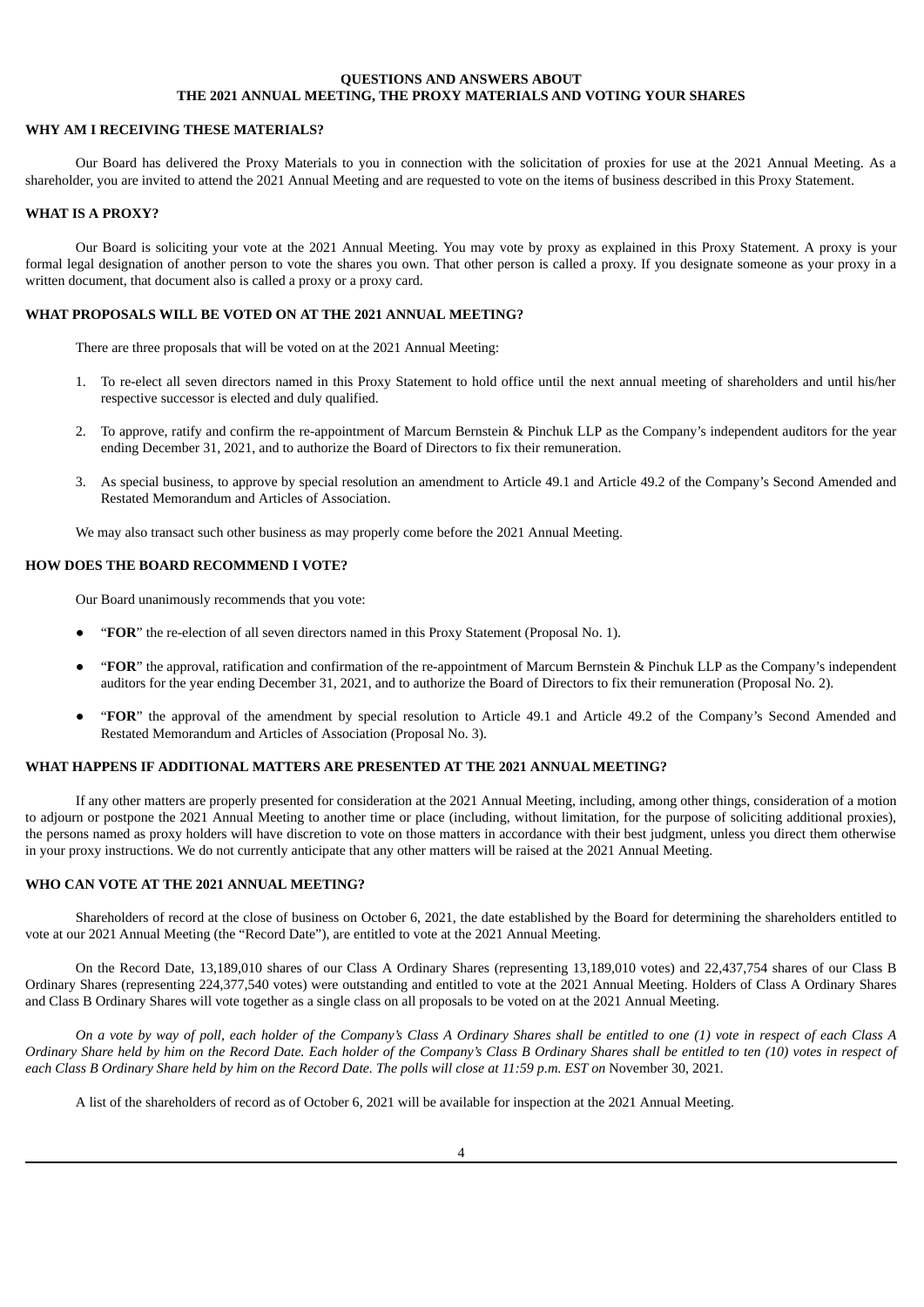## QUESTIONS AND ANSWERS ABOUT THE 2021 ANNUAL MEETING, THE PROXY MATERIALS AND VOTING YOUR SHARES

### WHY AM I RECEIVING THESE MATERIALS?

Our Board has delivered the Proxy Materials to you in connection with the solicitation of proxies for use at the 2021 Annual Meeting. As a shareholder, you are invited to attend the 2021 Annual Meeting and are requested to vote on the items of business described in this Proxy Statement.

### WHAT IS A PROXY?

Our Board is soliciting your vote at the 2021 Annual Meeting. You may vote by proxy as explained in this Proxy Statement. A proxy is your formal legal designation of another person to vote the shares you own. That other person is called a proxy. If you designate someone as your proxy in a written document, that document also is called a proxy or a proxy card.

### WHAT PROPOSALS WILL BE VOTED ON AT THE 2021 ANNUAL MEETING?

There are three proposals that will be voted on at the 2021 Annual Meeting:

1. To re-elect all seven directors named in this Proxy Statement to hold office until the next annual meeting of shareholders and until his/her respective successor is elected and duly qualified.
2. To approve, ratify and confirm the re-appointment of Marcum Bernstein & Pinchuk LLP as the Company's independent auditors for the year ending December 31, 2021, and to authorize the Board of Directors to fix their remuneration.
3. As special business, to approve by special resolution an amendment to Article 49.1 and Article 49.2 of the Company's Second Amended and Restated Memorandum and Articles of Association.

We may also transact such other business as may properly come before the 2021 Annual Meeting.

### HOW DOES THE BOARD RECOMMEND I VOTE?

Our Board unanimously recommends that you vote:

- "**FOR**" the re-election of all seven directors named in this Proxy Statement (Proposal No. 1).
- "**FOR**" the approval, ratification and confirmation of the re-appointment of Marcum Bernstein & Pinchuk LLP as the Company's independent auditors for the year ending December 31, 2021, and to authorize the Board of Directors to fix their remuneration (Proposal No. 2).
- "**FOR**" the approval of the amendment by special resolution to Article 49.1 and Article 49.2 of the Company's Second Amended and Restated Memorandum and Articles of Association (Proposal No. 3).

### WHAT HAPPENS IF ADDITIONAL MATTERS ARE PRESENTED AT THE 2021 ANNUAL MEETING?

If any other matters are properly presented for consideration at the 2021 Annual Meeting, including, among other things, consideration of a motion to adjourn or postpone the 2021 Annual Meeting to another time or place (including, without limitation, for the purpose of soliciting additional proxies), the persons named as proxy holders will have discretion to vote on those matters in accordance with their best judgment, unless you direct them otherwise in your proxy instructions. We do not currently anticipate that any other matters will be raised at the 2021 Annual Meeting.

### WHO CAN VOTE AT THE 2021 ANNUAL MEETING?

Shareholders of record at the close of business on October 6, 2021, the date established by the Board for determining the shareholders entitled to vote at our 2021 Annual Meeting (the "Record Date"), are entitled to vote at the 2021 Annual Meeting.

On the Record Date, 13,189,010 shares of our Class A Ordinary Shares (representing 13,189,010 votes) and 22,437,754 shares of our Class B Ordinary Shares (representing 224,377,540 votes) were outstanding and entitled to vote at the 2021 Annual Meeting. Holders of Class A Ordinary Shares and Class B Ordinary Shares will vote together as a single class on all proposals to be voted on at the 2021 Annual Meeting.

*On a vote by way of poll, each holder of the Company's Class A Ordinary Shares shall be entitled to one (1) vote in respect of each Class A Ordinary Share held by him on the Record Date. Each holder of the Company's Class B Ordinary Shares shall be entitled to ten (10) votes in respect of each Class B Ordinary Share held by him on the Record Date. The polls will close at 11:59 p.m. EST on* November 30, 2021.

A list of the shareholders of record as of October 6, 2021 will be available for inspection at the 2021 Annual Meeting.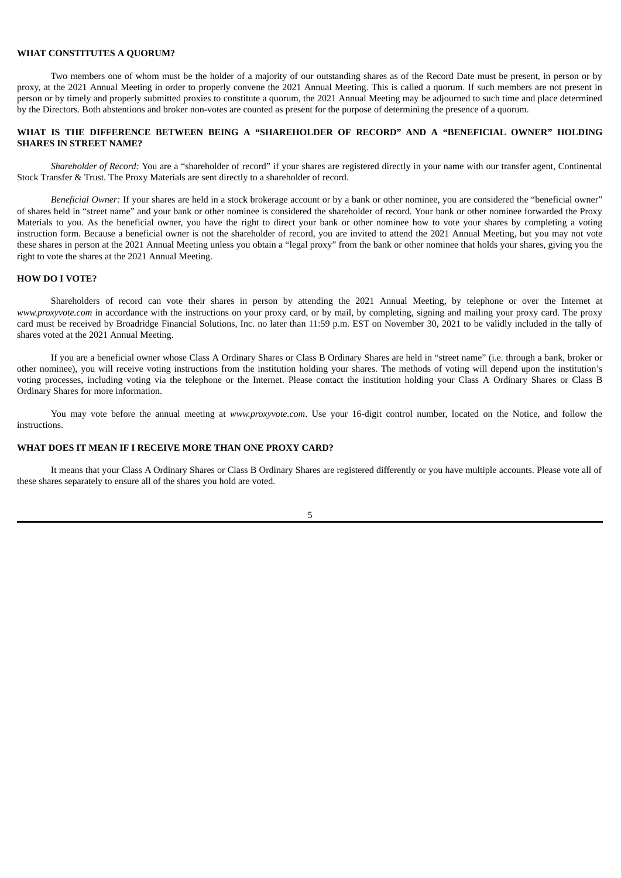**WHAT CONSTITUTES A QUORUM?**

Two members one of whom must be the holder of a majority of our outstanding shares as of the Record Date must be present, in person or by proxy, at the 2021 Annual Meeting in order to properly convene the 2021 Annual Meeting. This is called a quorum. If such members are not present in person or by timely and properly submitted proxies to constitute a quorum, the 2021 Annual Meeting may be adjourned to such time and place determined by the Directors. Both abstentions and broker non-votes are counted as present for the purpose of determining the presence of a quorum.

**WHAT IS THE DIFFERENCE BETWEEN BEING A "SHAREHOLDER OF RECORD" AND A "BENEFICIAL OWNER" HOLDING SHARES IN STREET NAME?**

*Shareholder of Record:* You are a "shareholder of record" if your shares are registered directly in your name with our transfer agent, Continental Stock Transfer & Trust. The Proxy Materials are sent directly to a shareholder of record.

*Beneficial Owner:* If your shares are held in a stock brokerage account or by a bank or other nominee, you are considered the "beneficial owner" of shares held in "street name" and your bank or other nominee is considered the shareholder of record. Your bank or other nominee forwarded the Proxy Materials to you. As the beneficial owner, you have the right to direct your bank or other nominee how to vote your shares by completing a voting instruction form. Because a beneficial owner is not the shareholder of record, you are invited to attend the 2021 Annual Meeting, but you may not vote these shares in person at the 2021 Annual Meeting unless you obtain a "legal proxy" from the bank or other nominee that holds your shares, giving you the right to vote the shares at the 2021 Annual Meeting.

**HOW DO I VOTE?**

Shareholders of record can vote their shares in person by attending the 2021 Annual Meeting, by telephone or over the Internet at *www.proxyvote.com* in accordance with the instructions on your proxy card, or by mail, by completing, signing and mailing your proxy card. The proxy card must be received by Broadridge Financial Solutions, Inc. no later than 11:59 p.m. EST on November 30, 2021 to be validly included in the tally of shares voted at the 2021 Annual Meeting.

If you are a beneficial owner whose Class A Ordinary Shares or Class B Ordinary Shares are held in "street name" (i.e. through a bank, broker or other nominee), you will receive voting instructions from the institution holding your shares. The methods of voting will depend upon the institution's voting processes, including voting via the telephone or the Internet. Please contact the institution holding your Class A Ordinary Shares or Class B Ordinary Shares for more information.

You may vote before the annual meeting at *www.proxyvote.com*. Use your 16-digit control number, located on the Notice, and follow the instructions.

**WHAT DOES IT MEAN IF I RECEIVE MORE THAN ONE PROXY CARD?**

It means that your Class A Ordinary Shares or Class B Ordinary Shares are registered differently or you have multiple accounts. Please vote all of these shares separately to ensure all of the shares you hold are voted.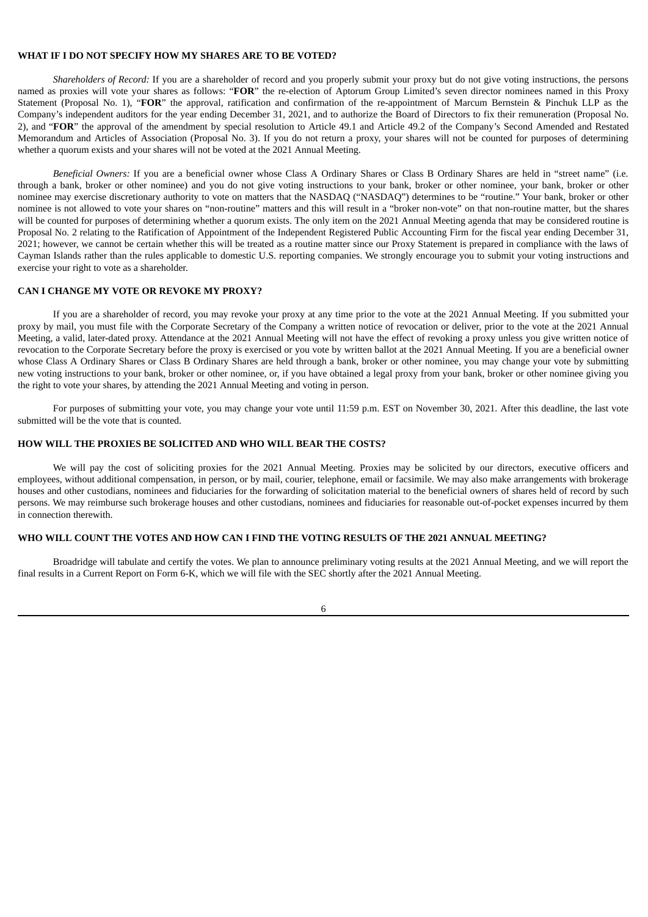### WHAT IF I DO NOT SPECIFY HOW MY SHARES ARE TO BE VOTED?

*Shareholders of Record:* If you are a shareholder of record and you properly submit your proxy but do not give voting instructions, the persons named as proxies will vote your shares as follows: "**FOR**" the re-election of Aptorum Group Limited's seven director nominees named in this Proxy Statement (Proposal No. 1), "**FOR**" the approval, ratification and confirmation of the re-appointment of Marcum Bernstein & Pinchuk LLP as the Company's independent auditors for the year ending December 31, 2021, and to authorize the Board of Directors to fix their remuneration (Proposal No. 2), and "**FOR**" the approval of the amendment by special resolution to Article 49.1 and Article 49.2 of the Company's Second Amended and Restated Memorandum and Articles of Association (Proposal No. 3). If you do not return a proxy, your shares will not be counted for purposes of determining whether a quorum exists and your shares will not be voted at the 2021 Annual Meeting.

*Beneficial Owners:* If you are a beneficial owner whose Class A Ordinary Shares or Class B Ordinary Shares are held in "street name" (i.e. through a bank, broker or other nominee) and you do not give voting instructions to your bank, broker or other nominee, your bank, broker or other nominee may exercise discretionary authority to vote on matters that the NASDAQ ("NASDAQ") determines to be "routine." Your bank, broker or other nominee is not allowed to vote your shares on "non-routine" matters and this will result in a "broker non-vote" on that non-routine matter, but the shares will be counted for purposes of determining whether a quorum exists. The only item on the 2021 Annual Meeting agenda that may be considered routine is Proposal No. 2 relating to the Ratification of Appointment of the Independent Registered Public Accounting Firm for the fiscal year ending December 31, 2021; however, we cannot be certain whether this will be treated as a routine matter since our Proxy Statement is prepared in compliance with the laws of Cayman Islands rather than the rules applicable to domestic U.S. reporting companies. We strongly encourage you to submit your voting instructions and exercise your right to vote as a shareholder.

### CAN I CHANGE MY VOTE OR REVOKE MY PROXY?

If you are a shareholder of record, you may revoke your proxy at any time prior to the vote at the 2021 Annual Meeting. If you submitted your proxy by mail, you must file with the Corporate Secretary of the Company a written notice of revocation or deliver, prior to the vote at the 2021 Annual Meeting, a valid, later-dated proxy. Attendance at the 2021 Annual Meeting will not have the effect of revoking a proxy unless you give written notice of revocation to the Corporate Secretary before the proxy is exercised or you vote by written ballot at the 2021 Annual Meeting. If you are a beneficial owner whose Class A Ordinary Shares or Class B Ordinary Shares are held through a bank, broker or other nominee, you may change your vote by submitting new voting instructions to your bank, broker or other nominee, or, if you have obtained a legal proxy from your bank, broker or other nominee giving you the right to vote your shares, by attending the 2021 Annual Meeting and voting in person.

For purposes of submitting your vote, you may change your vote until 11:59 p.m. EST on November 30, 2021. After this deadline, the last vote submitted will be the vote that is counted.

### HOW WILL THE PROXIES BE SOLICITED AND WHO WILL BEAR THE COSTS?

We will pay the cost of soliciting proxies for the 2021 Annual Meeting. Proxies may be solicited by our directors, executive officers and employees, without additional compensation, in person, or by mail, courier, telephone, email or facsimile. We may also make arrangements with brokerage houses and other custodians, nominees and fiduciaries for the forwarding of solicitation material to the beneficial owners of shares held of record by such persons. We may reimburse such brokerage houses and other custodians, nominees and fiduciaries for reasonable out-of-pocket expenses incurred by them in connection therewith.

### WHO WILL COUNT THE VOTES AND HOW CAN I FIND THE VOTING RESULTS OF THE 2021 ANNUAL MEETING?

Broadridge will tabulate and certify the votes. We plan to announce preliminary voting results at the 2021 Annual Meeting, and we will report the final results in a Current Report on Form 6-K, which we will file with the SEC shortly after the 2021 Annual Meeting.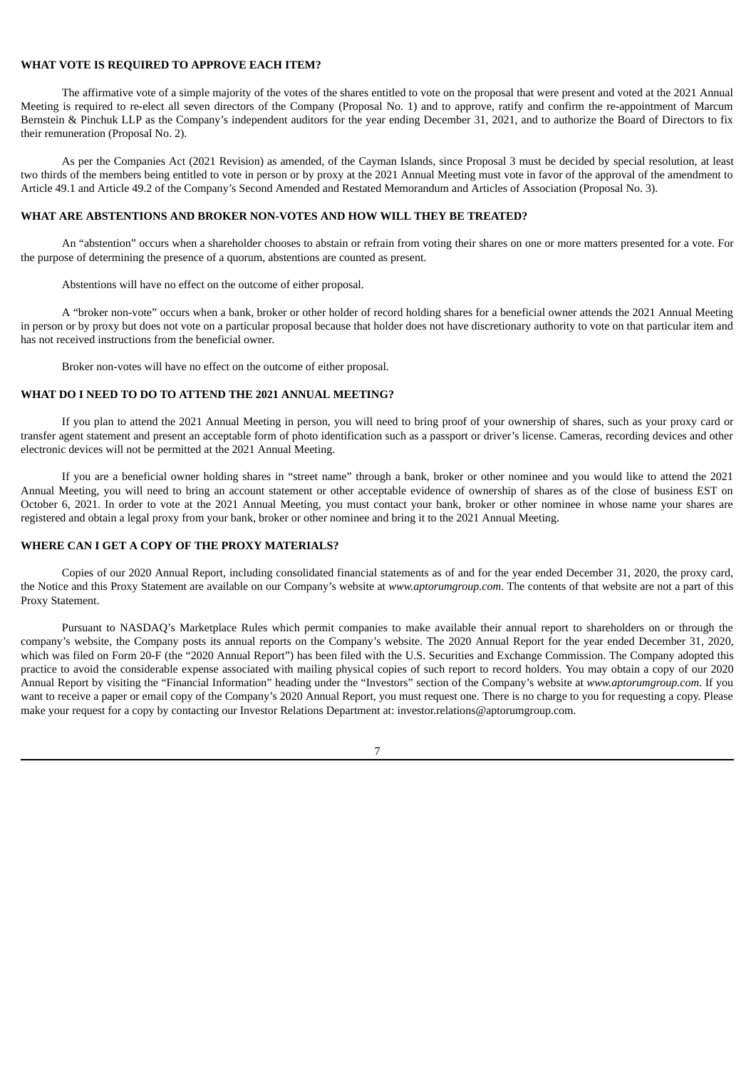**WHAT VOTE IS REQUIRED TO APPROVE EACH ITEM?**

The affirmative vote of a simple majority of the votes of the shares entitled to vote on the proposal that were present and voted at the 2021 Annual Meeting is required to re-elect all seven directors of the Company (Proposal No. 1) and to approve, ratify and confirm the re-appointment of Marcum Bernstein & Pinchuk LLP as the Company's independent auditors for the year ending December 31, 2021, and to authorize the Board of Directors to fix their remuneration (Proposal No. 2).

As per the Companies Act (2021 Revision) as amended, of the Cayman Islands, since Proposal 3 must be decided by special resolution, at least two thirds of the members being entitled to vote in person or by proxy at the 2021 Annual Meeting must vote in favor of the approval of the amendment to Article 49.1 and Article 49.2 of the Company's Second Amended and Restated Memorandum and Articles of Association (Proposal No. 3).

**WHAT ARE ABSTENTIONS AND BROKER NON-VOTES AND HOW WILL THEY BE TREATED?**

An "abstention" occurs when a shareholder chooses to abstain or refrain from voting their shares on one or more matters presented for a vote. For the purpose of determining the presence of a quorum, abstentions are counted as present.

Abstentions will have no effect on the outcome of either proposal.

A "broker non-vote" occurs when a bank, broker or other holder of record holding shares for a beneficial owner attends the 2021 Annual Meeting in person or by proxy but does not vote on a particular proposal because that holder does not have discretionary authority to vote on that particular item and has not received instructions from the beneficial owner.

Broker non-votes will have no effect on the outcome of either proposal.

**WHAT DO I NEED TO DO TO ATTEND THE 2021 ANNUAL MEETING?**

If you plan to attend the 2021 Annual Meeting in person, you will need to bring proof of your ownership of shares, such as your proxy card or transfer agent statement and present an acceptable form of photo identification such as a passport or driver's license. Cameras, recording devices and other electronic devices will not be permitted at the 2021 Annual Meeting.

If you are a beneficial owner holding shares in "street name" through a bank, broker or other nominee and you would like to attend the 2021 Annual Meeting, you will need to bring an account statement or other acceptable evidence of ownership of shares as of the close of business EST on October 6, 2021. In order to vote at the 2021 Annual Meeting, you must contact your bank, broker or other nominee in whose name your shares are registered and obtain a legal proxy from your bank, broker or other nominee and bring it to the 2021 Annual Meeting.

**WHERE CAN I GET A COPY OF THE PROXY MATERIALS?**

Copies of our 2020 Annual Report, including consolidated financial statements as of and for the year ended December 31, 2020, the proxy card, the Notice and this Proxy Statement are available on our Company's website at *www.aptorumgroup.com*. The contents of that website are not a part of this Proxy Statement.

Pursuant to NASDAQ's Marketplace Rules which permit companies to make available their annual report to shareholders on or through the company's website, the Company posts its annual reports on the Company's website. The 2020 Annual Report for the year ended December 31, 2020, which was filed on Form 20-F (the "2020 Annual Report") has been filed with the U.S. Securities and Exchange Commission. The Company adopted this practice to avoid the considerable expense associated with mailing physical copies of such report to record holders. You may obtain a copy of our 2020 Annual Report by visiting the "Financial Information" heading under the "Investors" section of the Company's website at *www.aptorumgroup.com*. If you want to receive a paper or email copy of the Company's 2020 Annual Report, you must request one. There is no charge to you for requesting a copy. Please make your request for a copy by contacting our Investor Relations Department at: investor.relations@aptorumgroup.com.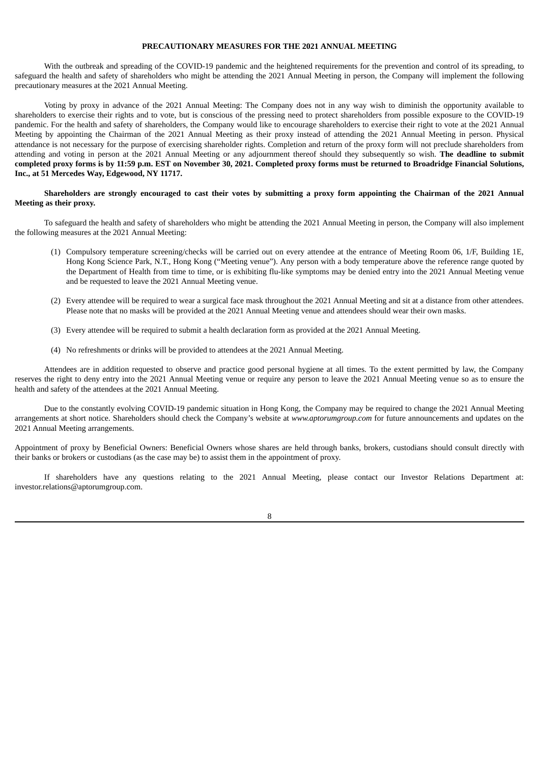## PRECAUTIONARY MEASURES FOR THE 2021 ANNUAL MEETING

With the outbreak and spreading of the COVID-19 pandemic and the heightened requirements for the prevention and control of its spreading, to safeguard the health and safety of shareholders who might be attending the 2021 Annual Meeting in person, the Company will implement the following precautionary measures at the 2021 Annual Meeting.

Voting by proxy in advance of the 2021 Annual Meeting: The Company does not in any way wish to diminish the opportunity available to shareholders to exercise their rights and to vote, but is conscious of the pressing need to protect shareholders from possible exposure to the COVID-19 pandemic. For the health and safety of shareholders, the Company would like to encourage shareholders to exercise their right to vote at the 2021 Annual Meeting by appointing the Chairman of the 2021 Annual Meeting as their proxy instead of attending the 2021 Annual Meeting in person. Physical attendance is not necessary for the purpose of exercising shareholder rights. Completion and return of the proxy form will not preclude shareholders from attending and voting in person at the 2021 Annual Meeting or any adjournment thereof should they subsequently so wish. **The deadline to submit completed proxy forms is by 11:59 p.m. EST on November 30, 2021. Completed proxy forms must be returned to Broadridge Financial Solutions, Inc., at 51 Mercedes Way, Edgewood, NY 11717.**

**Shareholders are strongly encouraged to cast their votes by submitting a proxy form appointing the Chairman of the 2021 Annual Meeting as their proxy.**

To safeguard the health and safety of shareholders who might be attending the 2021 Annual Meeting in person, the Company will also implement the following measures at the 2021 Annual Meeting:

(1) Compulsory temperature screening/checks will be carried out on every attendee at the entrance of Meeting Room 06, 1/F, Building 1E, Hong Kong Science Park, N.T., Hong Kong ("Meeting venue"). Any person with a body temperature above the reference range quoted by the Department of Health from time to time, or is exhibiting flu-like symptoms may be denied entry into the 2021 Annual Meeting venue and be requested to leave the 2021 Annual Meeting venue.

(2) Every attendee will be required to wear a surgical face mask throughout the 2021 Annual Meeting and sit at a distance from other attendees. Please note that no masks will be provided at the 2021 Annual Meeting venue and attendees should wear their own masks.

(3) Every attendee will be required to submit a health declaration form as provided at the 2021 Annual Meeting.

(4) No refreshments or drinks will be provided to attendees at the 2021 Annual Meeting.

Attendees are in addition requested to observe and practice good personal hygiene at all times. To the extent permitted by law, the Company reserves the right to deny entry into the 2021 Annual Meeting venue or require any person to leave the 2021 Annual Meeting venue so as to ensure the health and safety of the attendees at the 2021 Annual Meeting.

Due to the constantly evolving COVID-19 pandemic situation in Hong Kong, the Company may be required to change the 2021 Annual Meeting arrangements at short notice. Shareholders should check the Company's website at *www.aptorumgroup.com* for future announcements and updates on the 2021 Annual Meeting arrangements.

Appointment of proxy by Beneficial Owners: Beneficial Owners whose shares are held through banks, brokers, custodians should consult directly with their banks or brokers or custodians (as the case may be) to assist them in the appointment of proxy.

If shareholders have any questions relating to the 2021 Annual Meeting, please contact our Investor Relations Department at: investor.relations@aptorumgroup.com.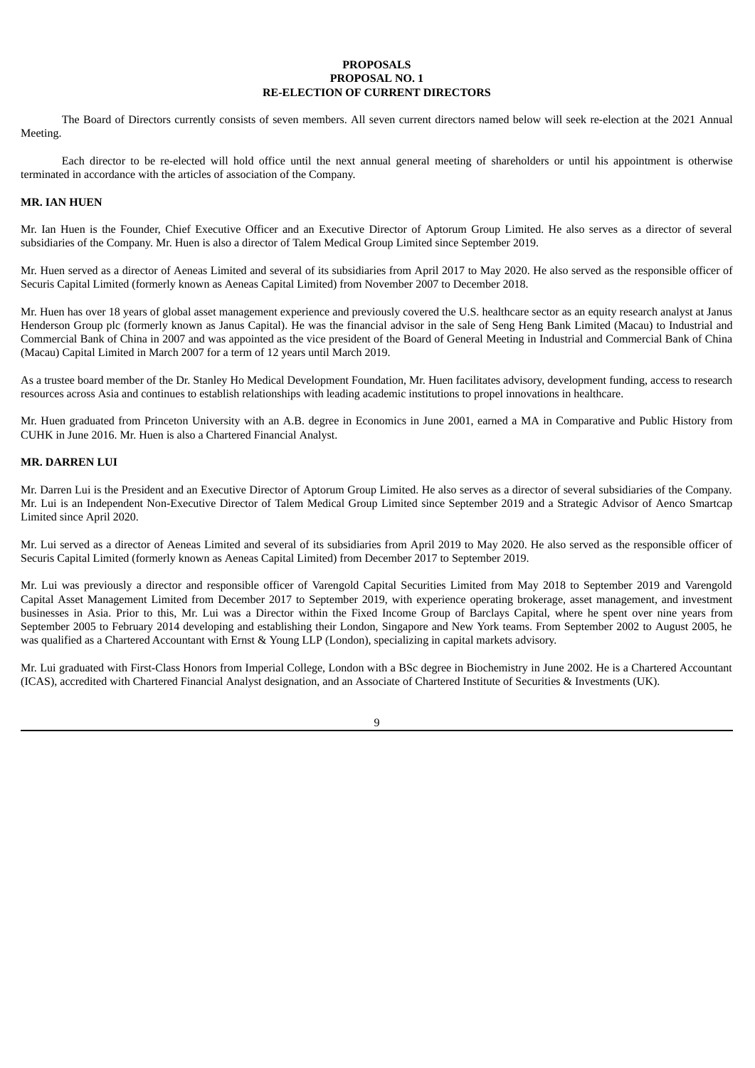# PROPOSALS

# PROPOSAL NO. 1

# RE-ELECTION OF CURRENT DIRECTORS

The Board of Directors currently consists of seven members. All seven current directors named below will seek re-election at the 2021 Annual Meeting.

Each director to be re-elected will hold office until the next annual general meeting of shareholders or until his appointment is otherwise terminated in accordance with the articles of association of the Company.

## MR. IAN HUEN

Mr. Ian Huen is the Founder, Chief Executive Officer and an Executive Director of Aptorum Group Limited. He also serves as a director of several subsidiaries of the Company. Mr. Huen is also a director of Talem Medical Group Limited since September 2019.

Mr. Huen served as a director of Aeneas Limited and several of its subsidiaries from April 2017 to May 2020. He also served as the responsible officer of Securis Capital Limited (formerly known as Aeneas Capital Limited) from November 2007 to December 2018.

Mr. Huen has over 18 years of global asset management experience and previously covered the U.S. healthcare sector as an equity research analyst at Janus Henderson Group plc (formerly known as Janus Capital). He was the financial advisor in the sale of Seng Heng Bank Limited (Macau) to Industrial and Commercial Bank of China in 2007 and was appointed as the vice president of the Board of General Meeting in Industrial and Commercial Bank of China (Macau) Capital Limited in March 2007 for a term of 12 years until March 2019.

As a trustee board member of the Dr. Stanley Ho Medical Development Foundation, Mr. Huen facilitates advisory, development funding, access to research resources across Asia and continues to establish relationships with leading academic institutions to propel innovations in healthcare.

Mr. Huen graduated from Princeton University with an A.B. degree in Economics in June 2001, earned a MA in Comparative and Public History from CUHK in June 2016. Mr. Huen is also a Chartered Financial Analyst.

## MR. DARREN LUI

Mr. Darren Lui is the President and an Executive Director of Aptorum Group Limited. He also serves as a director of several subsidiaries of the Company. Mr. Lui is an Independent Non-Executive Director of Talem Medical Group Limited since September 2019 and a Strategic Advisor of Aenco Smartcap Limited since April 2020.

Mr. Lui served as a director of Aeneas Limited and several of its subsidiaries from April 2019 to May 2020. He also served as the responsible officer of Securis Capital Limited (formerly known as Aeneas Capital Limited) from December 2017 to September 2019.

Mr. Lui was previously a director and responsible officer of Varengold Capital Securities Limited from May 2018 to September 2019 and Varengold Capital Asset Management Limited from December 2017 to September 2019, with experience operating brokerage, asset management, and investment businesses in Asia. Prior to this, Mr. Lui was a Director within the Fixed Income Group of Barclays Capital, where he spent over nine years from September 2005 to February 2014 developing and establishing their London, Singapore and New York teams. From September 2002 to August 2005, he was qualified as a Chartered Accountant with Ernst & Young LLP (London), specializing in capital markets advisory.

Mr. Lui graduated with First-Class Honors from Imperial College, London with a BSc degree in Biochemistry in June 2002. He is a Chartered Accountant (ICAS), accredited with Chartered Financial Analyst designation, and an Associate of Chartered Institute of Securities & Investments (UK).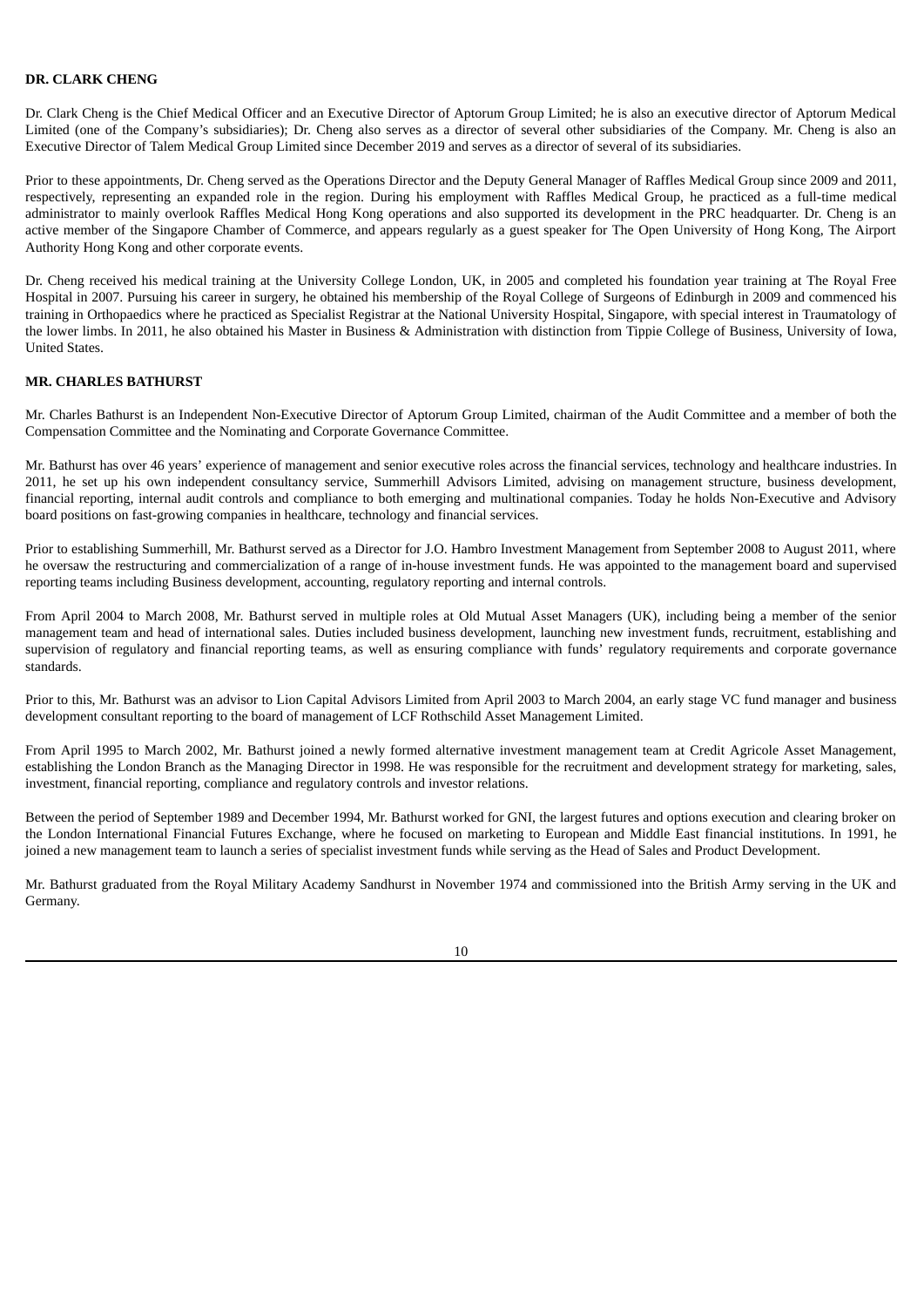**DR. CLARK CHENG**

Dr. Clark Cheng is the Chief Medical Officer and an Executive Director of Aptorum Group Limited; he is also an executive director of Aptorum Medical Limited (one of the Company's subsidiaries); Dr. Cheng also serves as a director of several other subsidiaries of the Company. Mr. Cheng is also an Executive Director of Talem Medical Group Limited since December 2019 and serves as a director of several of its subsidiaries.

Prior to these appointments, Dr. Cheng served as the Operations Director and the Deputy General Manager of Raffles Medical Group since 2009 and 2011, respectively, representing an expanded role in the region. During his employment with Raffles Medical Group, he practiced as a full-time medical administrator to mainly overlook Raffles Medical Hong Kong operations and also supported its development in the PRC headquarter. Dr. Cheng is an active member of the Singapore Chamber of Commerce, and appears regularly as a guest speaker for The Open University of Hong Kong, The Airport Authority Hong Kong and other corporate events.

Dr. Cheng received his medical training at the University College London, UK, in 2005 and completed his foundation year training at The Royal Free Hospital in 2007. Pursuing his career in surgery, he obtained his membership of the Royal College of Surgeons of Edinburgh in 2009 and commenced his training in Orthopaedics where he practiced as Specialist Registrar at the National University Hospital, Singapore, with special interest in Traumatology of the lower limbs. In 2011, he also obtained his Master in Business & Administration with distinction from Tippie College of Business, University of Iowa, United States.

**MR. CHARLES BATHURST**

Mr. Charles Bathurst is an Independent Non-Executive Director of Aptorum Group Limited, chairman of the Audit Committee and a member of both the Compensation Committee and the Nominating and Corporate Governance Committee.

Mr. Bathurst has over 46 years' experience of management and senior executive roles across the financial services, technology and healthcare industries. In 2011, he set up his own independent consultancy service, Summerhill Advisors Limited, advising on management structure, business development, financial reporting, internal audit controls and compliance to both emerging and multinational companies. Today he holds Non-Executive and Advisory board positions on fast-growing companies in healthcare, technology and financial services.

Prior to establishing Summerhill, Mr. Bathurst served as a Director for J.O. Hambro Investment Management from September 2008 to August 2011, where he oversaw the restructuring and commercialization of a range of in-house investment funds. He was appointed to the management board and supervised reporting teams including Business development, accounting, regulatory reporting and internal controls.

From April 2004 to March 2008, Mr. Bathurst served in multiple roles at Old Mutual Asset Managers (UK), including being a member of the senior management team and head of international sales. Duties included business development, launching new investment funds, recruitment, establishing and supervision of regulatory and financial reporting teams, as well as ensuring compliance with funds' regulatory requirements and corporate governance standards.

Prior to this, Mr. Bathurst was an advisor to Lion Capital Advisors Limited from April 2003 to March 2004, an early stage VC fund manager and business development consultant reporting to the board of management of LCF Rothschild Asset Management Limited.

From April 1995 to March 2002, Mr. Bathurst joined a newly formed alternative investment management team at Credit Agricole Asset Management, establishing the London Branch as the Managing Director in 1998. He was responsible for the recruitment and development strategy for marketing, sales, investment, financial reporting, compliance and regulatory controls and investor relations.

Between the period of September 1989 and December 1994, Mr. Bathurst worked for GNI, the largest futures and options execution and clearing broker on the London International Financial Futures Exchange, where he focused on marketing to European and Middle East financial institutions. In 1991, he joined a new management team to launch a series of specialist investment funds while serving as the Head of Sales and Product Development.

Mr. Bathurst graduated from the Royal Military Academy Sandhurst in November 1974 and commissioned into the British Army serving in the UK and Germany.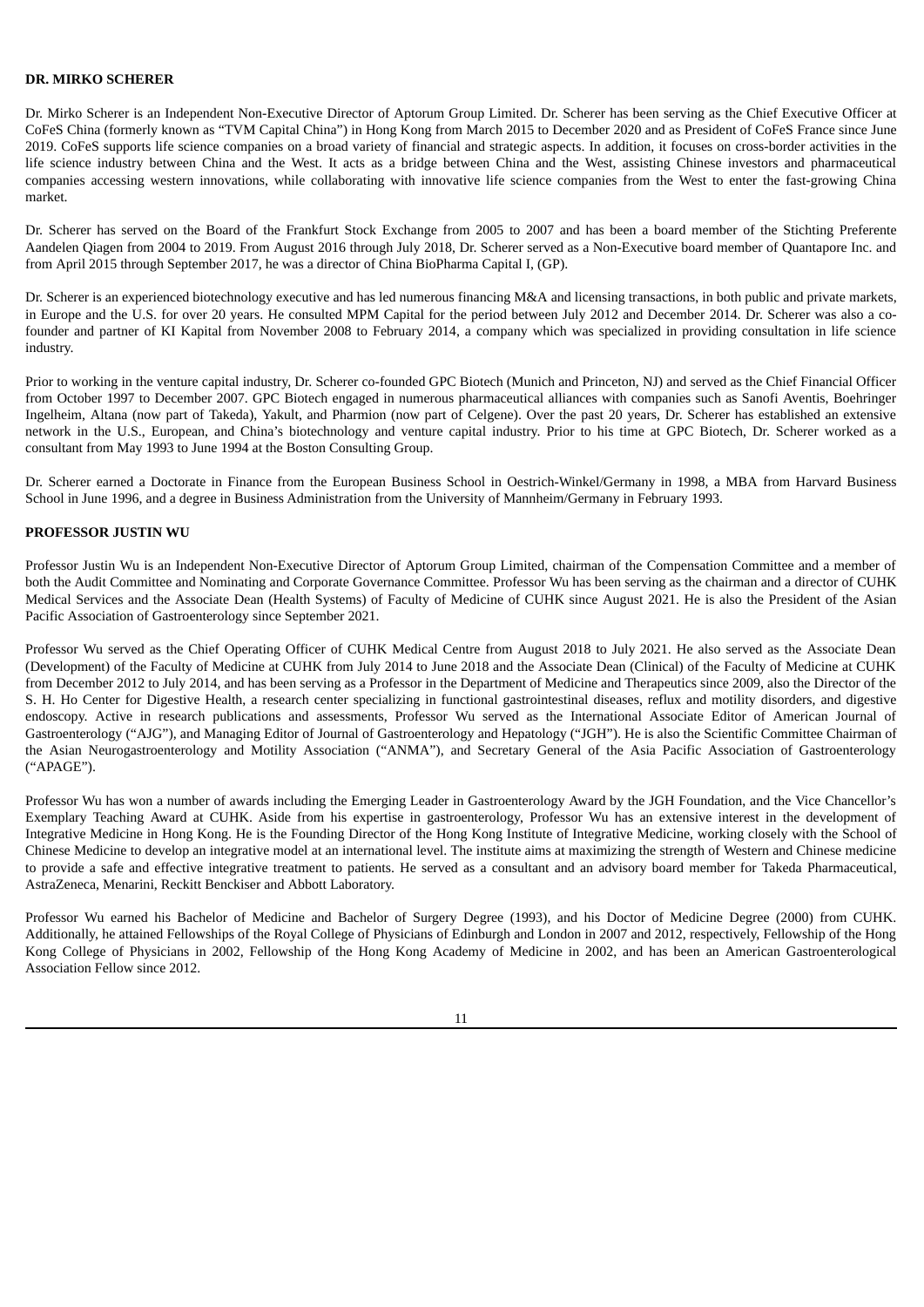**DR. MIRKO SCHERER**

Dr. Mirko Scherer is an Independent Non-Executive Director of Aptorum Group Limited. Dr. Scherer has been serving as the Chief Executive Officer at CoFeS China (formerly known as "TVM Capital China") in Hong Kong from March 2015 to December 2020 and as President of CoFeS France since June 2019. CoFeS supports life science companies on a broad variety of financial and strategic aspects. In addition, it focuses on cross-border activities in the life science industry between China and the West. It acts as a bridge between China and the West, assisting Chinese investors and pharmaceutical companies accessing western innovations, while collaborating with innovative life science companies from the West to enter the fast-growing China market.

Dr. Scherer has served on the Board of the Frankfurt Stock Exchange from 2005 to 2007 and has been a board member of the Stichting Preferente Aandelen Qiagen from 2004 to 2019. From August 2016 through July 2018, Dr. Scherer served as a Non-Executive board member of Quantapore Inc. and from April 2015 through September 2017, he was a director of China BioPharma Capital I, (GP).

Dr. Scherer is an experienced biotechnology executive and has led numerous financing M&A and licensing transactions, in both public and private markets, in Europe and the U.S. for over 20 years. He consulted MPM Capital for the period between July 2012 and December 2014. Dr. Scherer was also a co-founder and partner of KI Kapital from November 2008 to February 2014, a company which was specialized in providing consultation in life science industry.

Prior to working in the venture capital industry, Dr. Scherer co-founded GPC Biotech (Munich and Princeton, NJ) and served as the Chief Financial Officer from October 1997 to December 2007. GPC Biotech engaged in numerous pharmaceutical alliances with companies such as Sanofi Aventis, Boehringer Ingelheim, Altana (now part of Takeda), Yakult, and Pharmion (now part of Celgene). Over the past 20 years, Dr. Scherer has established an extensive network in the U.S., European, and China's biotechnology and venture capital industry. Prior to his time at GPC Biotech, Dr. Scherer worked as a consultant from May 1993 to June 1994 at the Boston Consulting Group.

Dr. Scherer earned a Doctorate in Finance from the European Business School in Oestrich-Winkel/Germany in 1998, a MBA from Harvard Business School in June 1996, and a degree in Business Administration from the University of Mannheim/Germany in February 1993.

**PROFESSOR JUSTIN WU**

Professor Justin Wu is an Independent Non-Executive Director of Aptorum Group Limited, chairman of the Compensation Committee and a member of both the Audit Committee and Nominating and Corporate Governance Committee. Professor Wu has been serving as the chairman and a director of CUHK Medical Services and the Associate Dean (Health Systems) of Faculty of Medicine of CUHK since August 2021. He is also the President of the Asian Pacific Association of Gastroenterology since September 2021.

Professor Wu served as the Chief Operating Officer of CUHK Medical Centre from August 2018 to July 2021. He also served as the Associate Dean (Development) of the Faculty of Medicine at CUHK from July 2014 to June 2018 and the Associate Dean (Clinical) of the Faculty of Medicine at CUHK from December 2012 to July 2014, and has been serving as a Professor in the Department of Medicine and Therapeutics since 2009, also the Director of the S. H. Ho Center for Digestive Health, a research center specializing in functional gastrointestinal diseases, reflux and motility disorders, and digestive endoscopy. Active in research publications and assessments, Professor Wu served as the International Associate Editor of American Journal of Gastroenterology ("AJG"), and Managing Editor of Journal of Gastroenterology and Hepatology ("JGH"). He is also the Scientific Committee Chairman of the Asian Neurogastroenterology and Motility Association ("ANMA"), and Secretary General of the Asia Pacific Association of Gastroenterology ("APAGE").

Professor Wu has won a number of awards including the Emerging Leader in Gastroenterology Award by the JGH Foundation, and the Vice Chancellor's Exemplary Teaching Award at CUHK. Aside from his expertise in gastroenterology, Professor Wu has an extensive interest in the development of Integrative Medicine in Hong Kong. He is the Founding Director of the Hong Kong Institute of Integrative Medicine, working closely with the School of Chinese Medicine to develop an integrative model at an international level. The institute aims at maximizing the strength of Western and Chinese medicine to provide a safe and effective integrative treatment to patients. He served as a consultant and an advisory board member for Takeda Pharmaceutical, AstraZeneca, Menarini, Reckitt Benckiser and Abbott Laboratory.

Professor Wu earned his Bachelor of Medicine and Bachelor of Surgery Degree (1993), and his Doctor of Medicine Degree (2000) from CUHK. Additionally, he attained Fellowships of the Royal College of Physicians of Edinburgh and London in 2007 and 2012, respectively, Fellowship of the Hong Kong College of Physicians in 2002, Fellowship of the Hong Kong Academy of Medicine in 2002, and has been an American Gastroenterological Association Fellow since 2012.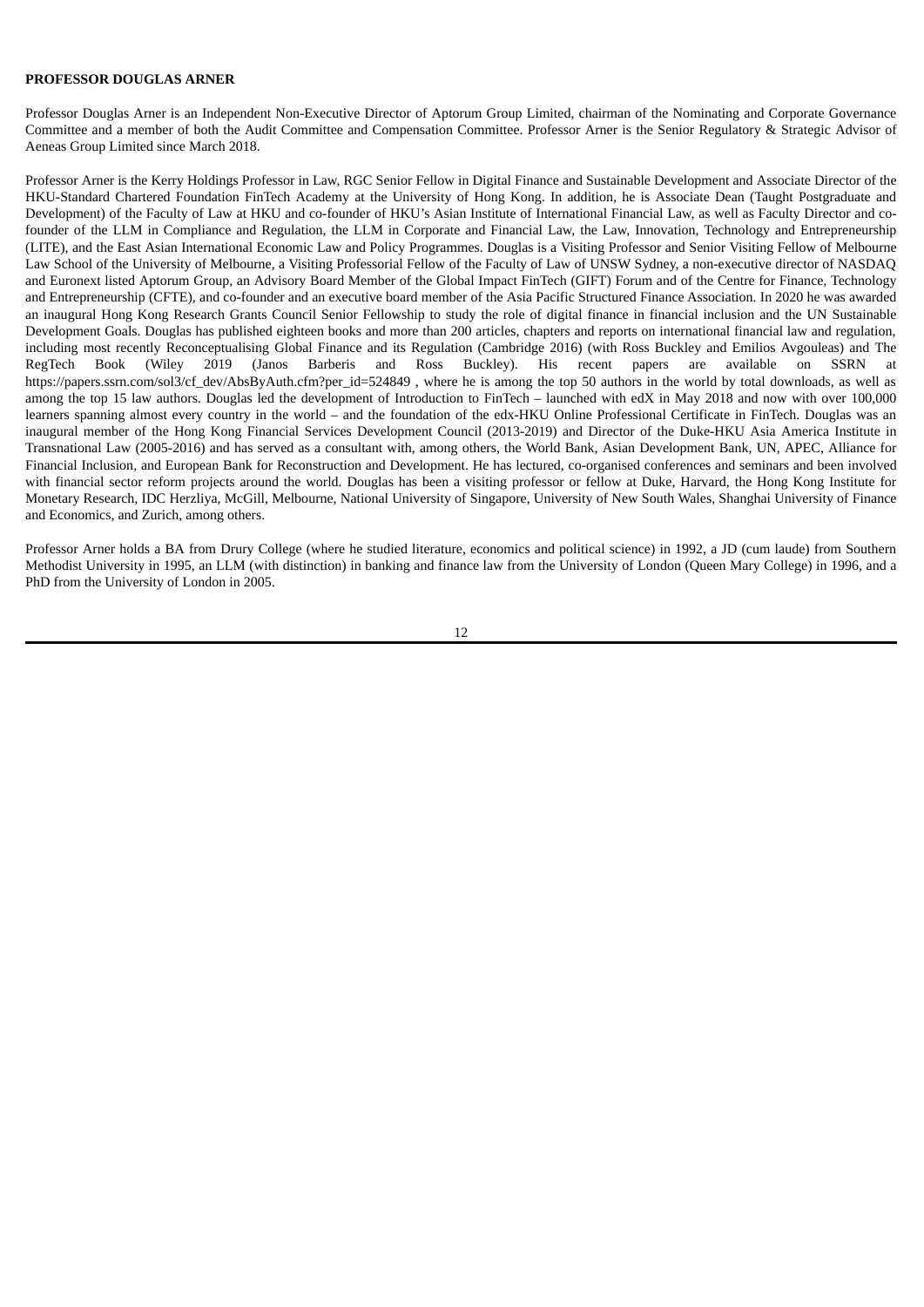**PROFESSOR DOUGLAS ARNER**

Professor Douglas Arner is an Independent Non-Executive Director of Aptorum Group Limited, chairman of the Nominating and Corporate Governance Committee and a member of both the Audit Committee and Compensation Committee. Professor Arner is the Senior Regulatory & Strategic Advisor of Aeneas Group Limited since March 2018.

Professor Arner is the Kerry Holdings Professor in Law, RGC Senior Fellow in Digital Finance and Sustainable Development and Associate Director of the HKU-Standard Chartered Foundation FinTech Academy at the University of Hong Kong. In addition, he is Associate Dean (Taught Postgraduate and Development) of the Faculty of Law at HKU and co-founder of HKU's Asian Institute of International Financial Law, as well as Faculty Director and co-founder of the LLM in Compliance and Regulation, the LLM in Corporate and Financial Law, the Law, Innovation, Technology and Entrepreneurship (LITE), and the East Asian International Economic Law and Policy Programmes. Douglas is a Visiting Professor and Senior Visiting Fellow of Melbourne Law School of the University of Melbourne, a Visiting Professorial Fellow of the Faculty of Law of UNSW Sydney, a non-executive director of NASDAQ and Euronext listed Aptorum Group, an Advisory Board Member of the Global Impact FinTech (GIFT) Forum and of the Centre for Finance, Technology and Entrepreneurship (CFTE), and co-founder and an executive board member of the Asia Pacific Structured Finance Association. In 2020 he was awarded an inaugural Hong Kong Research Grants Council Senior Fellowship to study the role of digital finance in financial inclusion and the UN Sustainable Development Goals. Douglas has published eighteen books and more than 200 articles, chapters and reports on international financial law and regulation, including most recently Reconceptualising Global Finance and its Regulation (Cambridge 2016) (with Ross Buckley and Emilios Avgouleas) and The RegTech Book (Wiley 2019 (Janos Barberis and Ross Buckley). His recent papers are available on SSRN at https://papers.ssrn.com/sol3/cf_dev/AbsByAuth.cfm?per_id=524849 , where he is among the top 50 authors in the world by total downloads, as well as among the top 15 law authors. Douglas led the development of Introduction to FinTech – launched with edX in May 2018 and now with over 100,000 learners spanning almost every country in the world – and the foundation of the edx-HKU Online Professional Certificate in FinTech. Douglas was an inaugural member of the Hong Kong Financial Services Development Council (2013-2019) and Director of the Duke-HKU Asia America Institute in Transnational Law (2005-2016) and has served as a consultant with, among others, the World Bank, Asian Development Bank, UN, APEC, Alliance for Financial Inclusion, and European Bank for Reconstruction and Development. He has lectured, co-organised conferences and seminars and been involved with financial sector reform projects around the world. Douglas has been a visiting professor or fellow at Duke, Harvard, the Hong Kong Institute for Monetary Research, IDC Herzliya, McGill, Melbourne, National University of Singapore, University of New South Wales, Shanghai University of Finance and Economics, and Zurich, among others.

Professor Arner holds a BA from Drury College (where he studied literature, economics and political science) in 1992, a JD (cum laude) from Southern Methodist University in 1995, an LLM (with distinction) in banking and finance law from the University of London (Queen Mary College) in 1996, and a PhD from the University of London in 2005.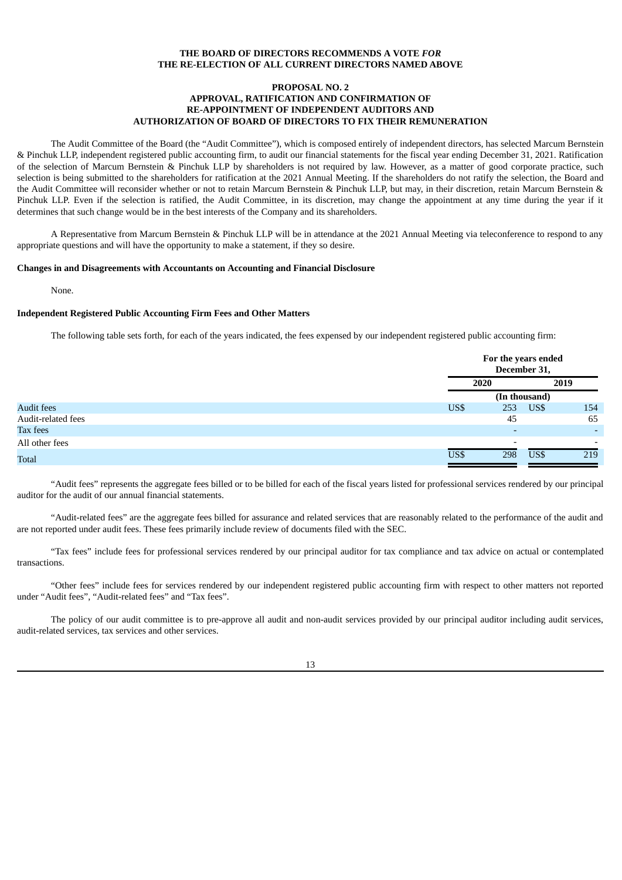**THE BOARD OF DIRECTORS RECOMMENDS A VOTE *FOR* THE RE-ELECTION OF ALL CURRENT DIRECTORS NAMED ABOVE**

**PROPOSAL NO. 2**
**APPROVAL, RATIFICATION AND CONFIRMATION OF RE-APPOINTMENT OF INDEPENDENT AUDITORS AND AUTHORIZATION OF BOARD OF DIRECTORS TO FIX THEIR REMUNERATION**

The Audit Committee of the Board (the "Audit Committee"), which is composed entirely of independent directors, has selected Marcum Bernstein & Pinchuk LLP, independent registered public accounting firm, to audit our financial statements for the fiscal year ending December 31, 2021. Ratification of the selection of Marcum Bernstein & Pinchuk LLP by shareholders is not required by law. However, as a matter of good corporate practice, such selection is being submitted to the shareholders for ratification at the 2021 Annual Meeting. If the shareholders do not ratify the selection, the Board and the Audit Committee will reconsider whether or not to retain Marcum Bernstein & Pinchuk LLP, but may, in their discretion, retain Marcum Bernstein & Pinchuk LLP. Even if the selection is ratified, the Audit Committee, in its discretion, may change the appointment at any time during the year if it determines that such change would be in the best interests of the Company and its shareholders.

A Representative from Marcum Bernstein & Pinchuk LLP will be in attendance at the 2021 Annual Meeting via teleconference to respond to any appropriate questions and will have the opportunity to make a statement, if they so desire.

**Changes in and Disagreements with Accountants on Accounting and Financial Disclosure**

None.

**Independent Registered Public Accounting Firm Fees and Other Matters**

The following table sets forth, for each of the years indicated, the fees expensed by our independent registered public accounting firm:

| | For the years ended December 31, | |
|---|---|---|
| | 2020 | 2019 |
| | (In thousand) | |
| Audit fees | US$ 253 | US$ 154 |
| Audit-related fees | 45 | 65 |
| Tax fees | - | - |
| All other fees | - | - |
| Total | US$ 298 | US$ 219 |

"Audit fees" represents the aggregate fees billed or to be billed for each of the fiscal years listed for professional services rendered by our principal auditor for the audit of our annual financial statements.

"Audit-related fees" are the aggregate fees billed for assurance and related services that are reasonably related to the performance of the audit and are not reported under audit fees. These fees primarily include review of documents filed with the SEC.

"Tax fees" include fees for professional services rendered by our principal auditor for tax compliance and tax advice on actual or contemplated transactions.

"Other fees" include fees for services rendered by our independent registered public accounting firm with respect to other matters not reported under "Audit fees", "Audit-related fees" and "Tax fees".

The policy of our audit committee is to pre-approve all audit and non-audit services provided by our principal auditor including audit services, audit-related services, tax services and other services.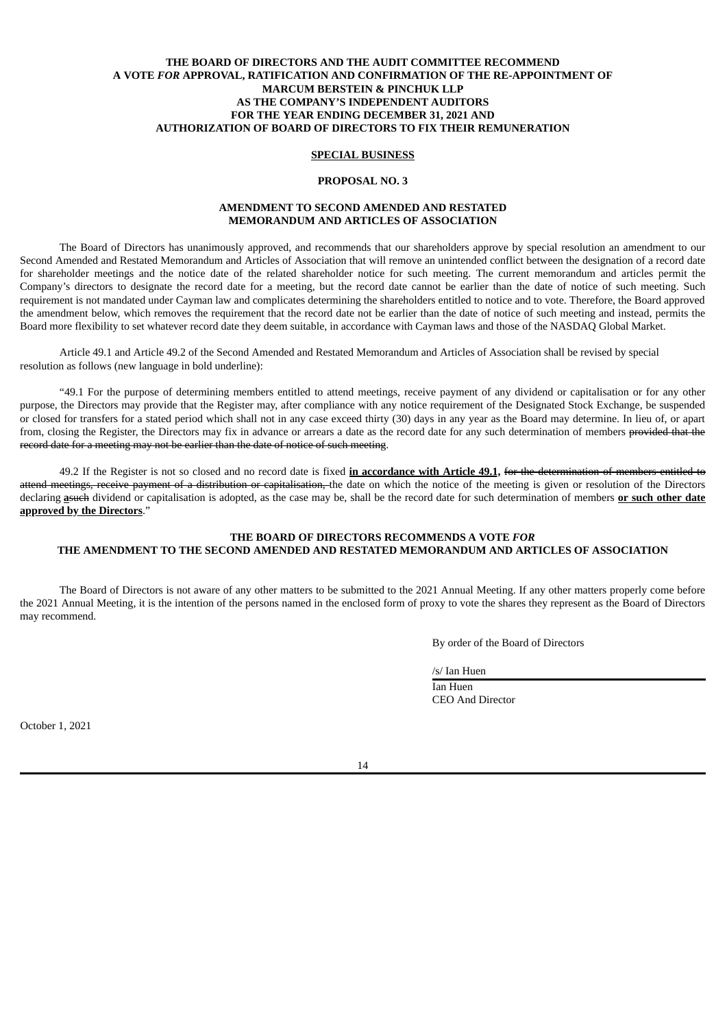**THE BOARD OF DIRECTORS AND THE AUDIT COMMITTEE RECOMMEND A VOTE *FOR* APPROVAL, RATIFICATION AND CONFIRMATION OF THE RE-APPOINTMENT OF MARCUM BERSTEIN & PINCHUK LLP AS THE COMPANY'S INDEPENDENT AUDITORS FOR THE YEAR ENDING DECEMBER 31, 2021 AND AUTHORIZATION OF BOARD OF DIRECTORS TO FIX THEIR REMUNERATION**

## SPECIAL BUSINESS

### PROPOSAL NO. 3

### AMENDMENT TO SECOND AMENDED AND RESTATED MEMORANDUM AND ARTICLES OF ASSOCIATION

The Board of Directors has unanimously approved, and recommends that our shareholders approve by special resolution an amendment to our Second Amended and Restated Memorandum and Articles of Association that will remove an unintended conflict between the designation of a record date for shareholder meetings and the notice date of the related shareholder notice for such meeting. The current memorandum and articles permit the Company's directors to designate the record date for a meeting, but the record date cannot be earlier than the date of notice of such meeting. Such requirement is not mandated under Cayman law and complicates determining the shareholders entitled to notice and to vote. Therefore, the Board approved the amendment below, which removes the requirement that the record date not be earlier than the date of notice of such meeting and instead, permits the Board more flexibility to set whatever record date they deem suitable, in accordance with Cayman laws and those of the NASDAQ Global Market.

Article 49.1 and Article 49.2 of the Second Amended and Restated Memorandum and Articles of Association shall be revised by special resolution as follows (new language in bold underline):

"49.1 For the purpose of determining members entitled to attend meetings, receive payment of any dividend or capitalisation or for any other purpose, the Directors may provide that the Register may, after compliance with any notice requirement of the Designated Stock Exchange, be suspended or closed for transfers for a stated period which shall not in any case exceed thirty (30) days in any year as the Board may determine. In lieu of, or apart from, closing the Register, the Directors may fix in advance or arrears a date as the record date for any such determination of members ~~provided that the record date for a meeting may not be earlier than the date of notice of such meeting~~.

49.2 If the Register is not so closed and no record date is fixed **<u>in accordance with Article 49.1</u>**, ~~for the determination of members entitled to attend meetings, receive payment of a distribution or capitalisation,~~ the date on which the notice of the meeting is given or resolution of the Directors declaring **<u>a</u>**~~such~~ dividend or capitalisation is adopted, as the case may be, shall be the record date for such determination of members **<u>or such other date approved by the Directors</u>**."

**THE BOARD OF DIRECTORS RECOMMENDS A VOTE *FOR* THE AMENDMENT TO THE SECOND AMENDED AND RESTATED MEMORANDUM AND ARTICLES OF ASSOCIATION**

The Board of Directors is not aware of any other matters to be submitted to the 2021 Annual Meeting. If any other matters properly come before the 2021 Annual Meeting, it is the intention of the persons named in the enclosed form of proxy to vote the shares they represent as the Board of Directors may recommend.

By order of the Board of Directors

/s/ Ian Huen

Ian Huen
CEO And Director

October 1, 2021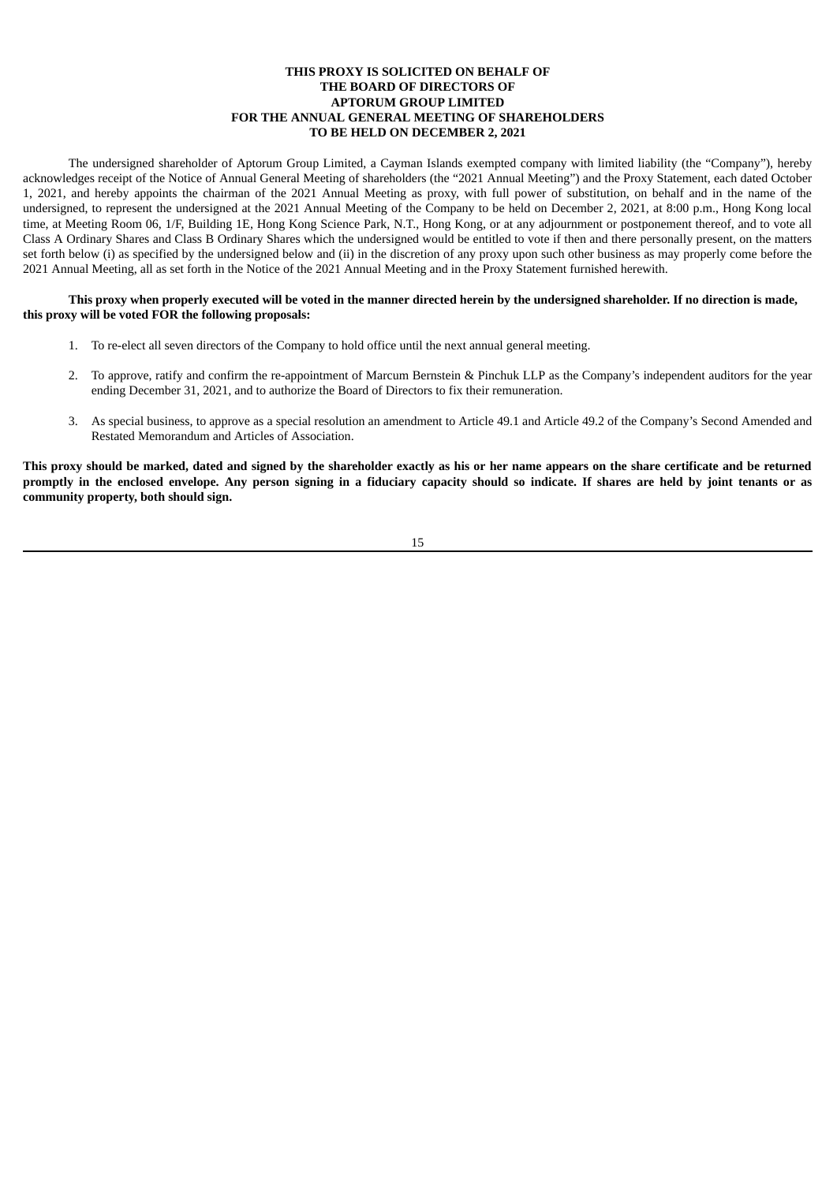**THIS PROXY IS SOLICITED ON BEHALF OF**
**THE BOARD OF DIRECTORS OF**
**APTORUM GROUP LIMITED**
**FOR THE ANNUAL GENERAL MEETING OF SHAREHOLDERS**
**TO BE HELD ON DECEMBER 2, 2021**

The undersigned shareholder of Aptorum Group Limited, a Cayman Islands exempted company with limited liability (the "Company"), hereby acknowledges receipt of the Notice of Annual General Meeting of shareholders (the "2021 Annual Meeting") and the Proxy Statement, each dated October 1, 2021, and hereby appoints the chairman of the 2021 Annual Meeting as proxy, with full power of substitution, on behalf and in the name of the undersigned, to represent the undersigned at the 2021 Annual Meeting of the Company to be held on December 2, 2021, at 8:00 p.m., Hong Kong local time, at Meeting Room 06, 1/F, Building 1E, Hong Kong Science Park, N.T., Hong Kong, or at any adjournment or postponement thereof, and to vote all Class A Ordinary Shares and Class B Ordinary Shares which the undersigned would be entitled to vote if then and there personally present, on the matters set forth below (i) as specified by the undersigned below and (ii) in the discretion of any proxy upon such other business as may properly come before the 2021 Annual Meeting, all as set forth in the Notice of the 2021 Annual Meeting and in the Proxy Statement furnished herewith.

**This proxy when properly executed will be voted in the manner directed herein by the undersigned shareholder. If no direction is made, this proxy will be voted FOR the following proposals:**

1. To re-elect all seven directors of the Company to hold office until the next annual general meeting.

2. To approve, ratify and confirm the re-appointment of Marcum Bernstein & Pinchuk LLP as the Company's independent auditors for the year ending December 31, 2021, and to authorize the Board of Directors to fix their remuneration.

3. As special business, to approve as a special resolution an amendment to Article 49.1 and Article 49.2 of the Company's Second Amended and Restated Memorandum and Articles of Association.

**This proxy should be marked, dated and signed by the shareholder exactly as his or her name appears on the share certificate and be returned promptly in the enclosed envelope. Any person signing in a fiduciary capacity should so indicate. If shares are held by joint tenants or as community property, both should sign.**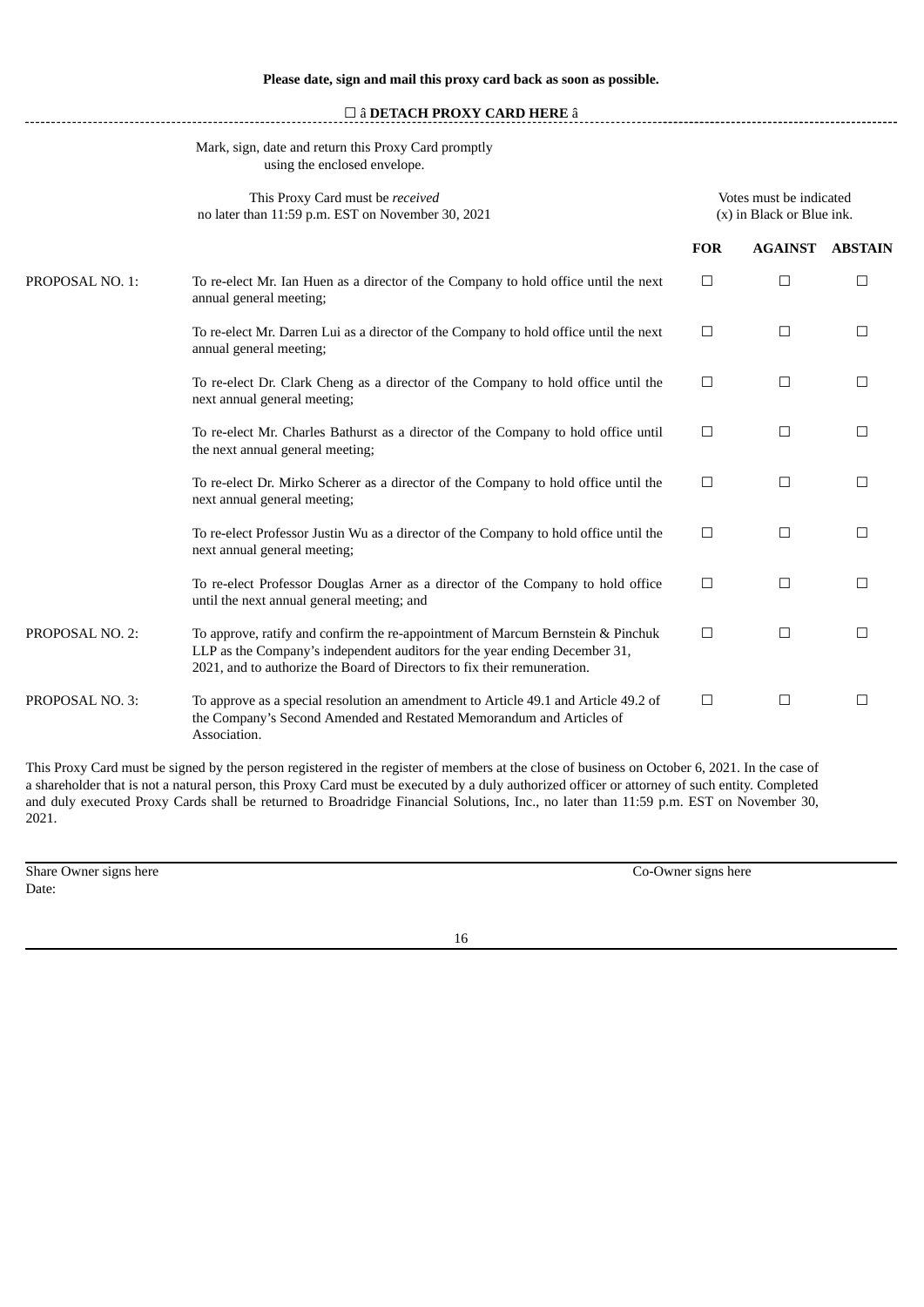**Please date, sign and mail this proxy card back as soon as possible.**

☐ â **DETACH PROXY CARD HERE** â

Mark, sign, date and return this Proxy Card promptly using the enclosed envelope.

This Proxy Card must be *received* no later than 11:59 p.m. EST on November 30, 2021

Votes must be indicated (x) in Black or Blue ink.

| | | **FOR** | **AGAINST** | **ABSTAIN** |
|---|---|---|---|---|
| PROPOSAL NO. 1: | To re-elect Mr. Ian Huen as a director of the Company to hold office until the next annual general meeting; | ☐ | ☐ | ☐ |
| | To re-elect Mr. Darren Lui as a director of the Company to hold office until the next annual general meeting; | ☐ | ☐ | ☐ |
| | To re-elect Dr. Clark Cheng as a director of the Company to hold office until the next annual general meeting; | ☐ | ☐ | ☐ |
| | To re-elect Mr. Charles Bathurst as a director of the Company to hold office until the next annual general meeting; | ☐ | ☐ | ☐ |
| | To re-elect Dr. Mirko Scherer as a director of the Company to hold office until the next annual general meeting; | ☐ | ☐ | ☐ |
| | To re-elect Professor Justin Wu as a director of the Company to hold office until the next annual general meeting; | ☐ | ☐ | ☐ |
| | To re-elect Professor Douglas Arner as a director of the Company to hold office until the next annual general meeting; and | ☐ | ☐ | ☐ |
| PROPOSAL NO. 2: | To approve, ratify and confirm the re-appointment of Marcum Bernstein & Pinchuk LLP as the Company's independent auditors for the year ending December 31, 2021, and to authorize the Board of Directors to fix their remuneration. | ☐ | ☐ | ☐ |
| PROPOSAL NO. 3: | To approve as a special resolution an amendment to Article 49.1 and Article 49.2 of the Company's Second Amended and Restated Memorandum and Articles of Association. | ☐ | ☐ | ☐ |

This Proxy Card must be signed by the person registered in the register of members at the close of business on October 6, 2021. In the case of a shareholder that is not a natural person, this Proxy Card must be executed by a duly authorized officer or attorney of such entity. Completed and duly executed Proxy Cards shall be returned to Broadridge Financial Solutions, Inc., no later than 11:59 p.m. EST on November 30, 2021.

Share Owner signs here

Date:

Co-Owner signs here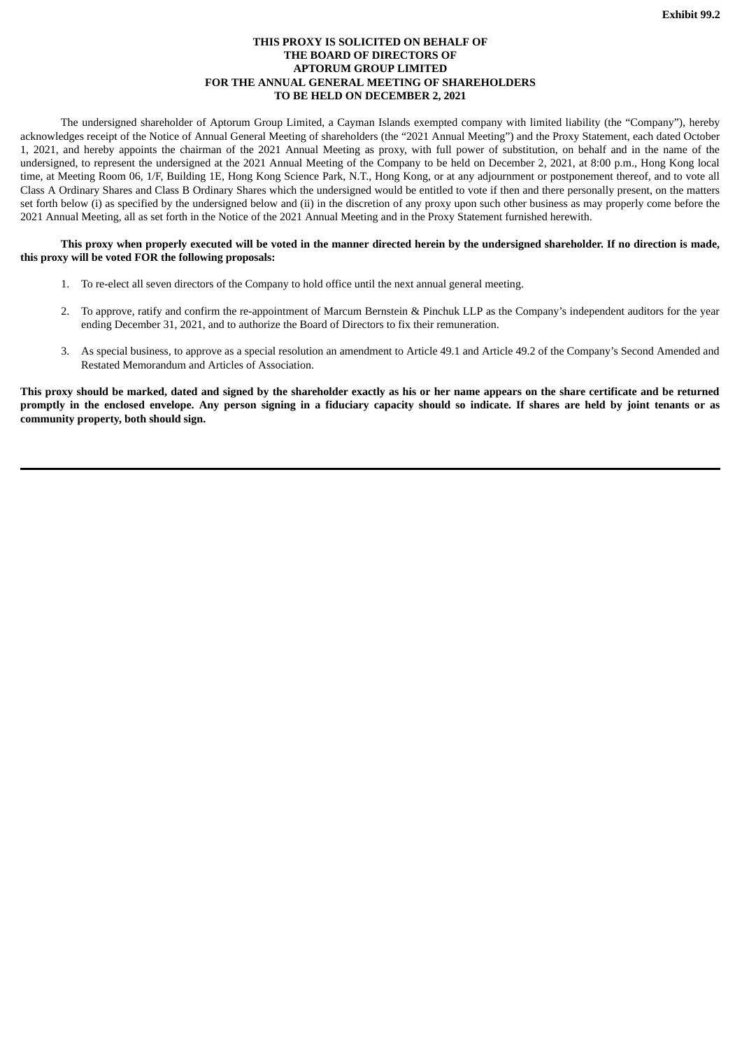**Exhibit 99.2**

**THIS PROXY IS SOLICITED ON BEHALF OF THE BOARD OF DIRECTORS OF APTORUM GROUP LIMITED FOR THE ANNUAL GENERAL MEETING OF SHAREHOLDERS TO BE HELD ON DECEMBER 2, 2021**

The undersigned shareholder of Aptorum Group Limited, a Cayman Islands exempted company with limited liability (the "Company"), hereby acknowledges receipt of the Notice of Annual General Meeting of shareholders (the "2021 Annual Meeting") and the Proxy Statement, each dated October 1, 2021, and hereby appoints the chairman of the 2021 Annual Meeting as proxy, with full power of substitution, on behalf and in the name of the undersigned, to represent the undersigned at the 2021 Annual Meeting of the Company to be held on December 2, 2021, at 8:00 p.m., Hong Kong local time, at Meeting Room 06, 1/F, Building 1E, Hong Kong Science Park, N.T., Hong Kong, or at any adjournment or postponement thereof, and to vote all Class A Ordinary Shares and Class B Ordinary Shares which the undersigned would be entitled to vote if then and there personally present, on the matters set forth below (i) as specified by the undersigned below and (ii) in the discretion of any proxy upon such other business as may properly come before the 2021 Annual Meeting, all as set forth in the Notice of the 2021 Annual Meeting and in the Proxy Statement furnished herewith.

**This proxy when properly executed will be voted in the manner directed herein by the undersigned shareholder. If no direction is made, this proxy will be voted FOR the following proposals:**

1. To re-elect all seven directors of the Company to hold office until the next annual general meeting.
2. To approve, ratify and confirm the re-appointment of Marcum Bernstein & Pinchuk LLP as the Company's independent auditors for the year ending December 31, 2021, and to authorize the Board of Directors to fix their remuneration.
3. As special business, to approve as a special resolution an amendment to Article 49.1 and Article 49.2 of the Company's Second Amended and Restated Memorandum and Articles of Association.

**This proxy should be marked, dated and signed by the shareholder exactly as his or her name appears on the share certificate and be returned promptly in the enclosed envelope. Any person signing in a fiduciary capacity should so indicate. If shares are held by joint tenants or as community property, both should sign.**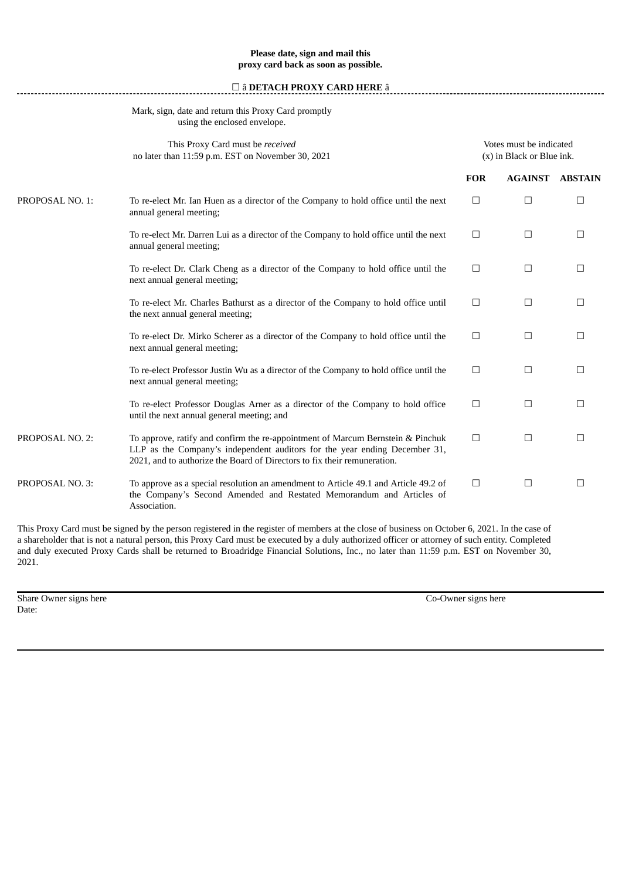**Please date, sign and mail this proxy card back as soon as possible.**

☐ â **DETACH PROXY CARD HERE** â

Mark, sign, date and return this Proxy Card promptly using the enclosed envelope.

This Proxy Card must be *received* no later than 11:59 p.m. EST on November 30, 2021

Votes must be indicated (x) in Black or Blue ink.

| | | FOR | AGAINST | ABSTAIN |
|---|---|---|---|---|
| PROPOSAL NO. 1: | To re-elect Mr. Ian Huen as a director of the Company to hold office until the next annual general meeting; | ☐ | ☐ | ☐ |
| | To re-elect Mr. Darren Lui as a director of the Company to hold office until the next annual general meeting; | ☐ | ☐ | ☐ |
| | To re-elect Dr. Clark Cheng as a director of the Company to hold office until the next annual general meeting; | ☐ | ☐ | ☐ |
| | To re-elect Mr. Charles Bathurst as a director of the Company to hold office until the next annual general meeting; | ☐ | ☐ | ☐ |
| | To re-elect Dr. Mirko Scherer as a director of the Company to hold office until the next annual general meeting; | ☐ | ☐ | ☐ |
| | To re-elect Professor Justin Wu as a director of the Company to hold office until the next annual general meeting; | ☐ | ☐ | ☐ |
| | To re-elect Professor Douglas Arner as a director of the Company to hold office until the next annual general meeting; and | ☐ | ☐ | ☐ |
| PROPOSAL NO. 2: | To approve, ratify and confirm the re-appointment of Marcum Bernstein & Pinchuk LLP as the Company's independent auditors for the year ending December 31, 2021, and to authorize the Board of Directors to fix their remuneration. | ☐ | ☐ | ☐ |
| PROPOSAL NO. 3: | To approve as a special resolution an amendment to Article 49.1 and Article 49.2 of the Company's Second Amended and Restated Memorandum and Articles of Association. | ☐ | ☐ | ☐ |

This Proxy Card must be signed by the person registered in the register of members at the close of business on October 6, 2021. In the case of a shareholder that is not a natural person, this Proxy Card must be executed by a duly authorized officer or attorney of such entity. Completed and duly executed Proxy Cards shall be returned to Broadridge Financial Solutions, Inc., no later than 11:59 p.m. EST on November 30, 2021.

Share Owner signs here

Date:

Co-Owner signs here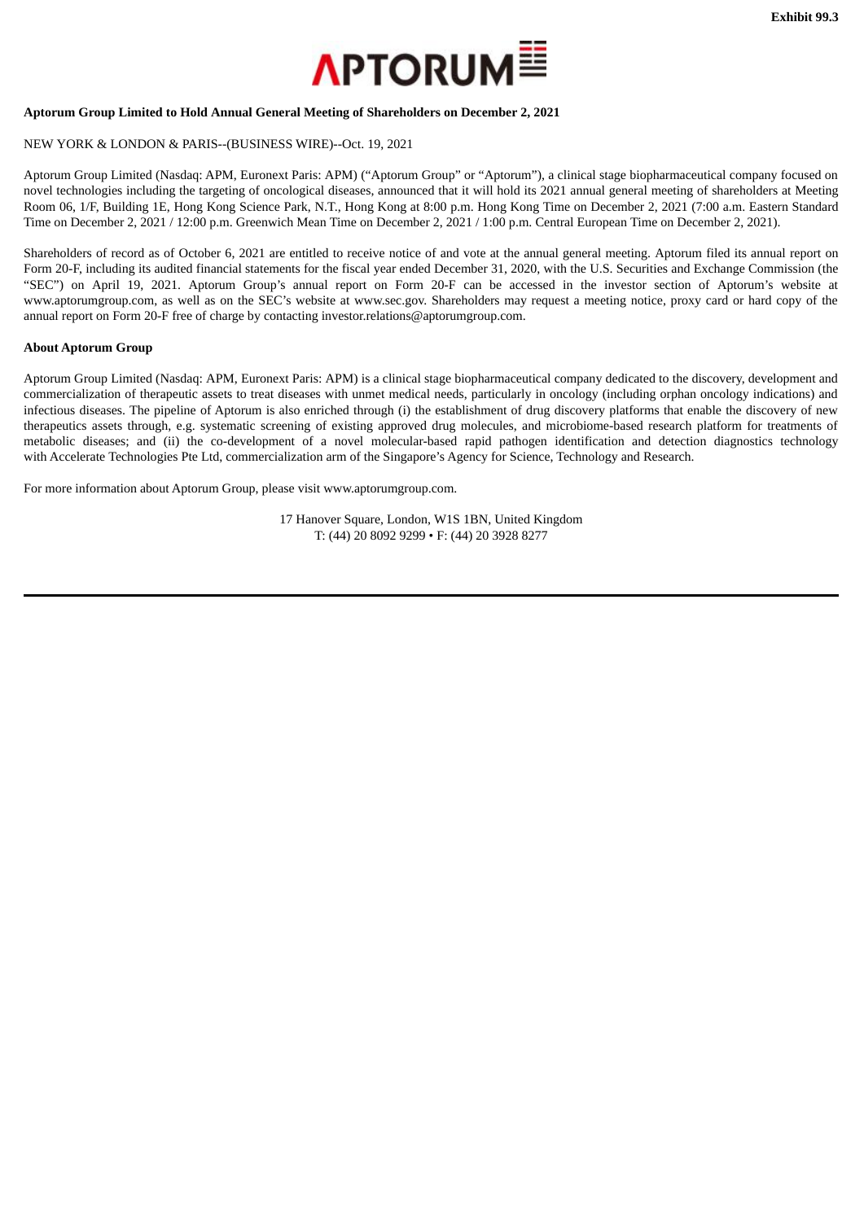Exhibit 99.3

APTORUM

**Aptorum Group Limited to Hold Annual General Meeting of Shareholders on December 2, 2021**

NEW YORK & LONDON & PARIS--(BUSINESS WIRE)--Oct. 19, 2021

Aptorum Group Limited (Nasdaq: APM, Euronext Paris: APM) ("Aptorum Group" or "Aptorum"), a clinical stage biopharmaceutical company focused on novel technologies including the targeting of oncological diseases, announced that it will hold its 2021 annual general meeting of shareholders at Meeting Room 06, 1/F, Building 1E, Hong Kong Science Park, N.T., Hong Kong at 8:00 p.m. Hong Kong Time on December 2, 2021 (7:00 a.m. Eastern Standard Time on December 2, 2021 / 12:00 p.m. Greenwich Mean Time on December 2, 2021 / 1:00 p.m. Central European Time on December 2, 2021).

Shareholders of record as of October 6, 2021 are entitled to receive notice of and vote at the annual general meeting. Aptorum filed its annual report on Form 20-F, including its audited financial statements for the fiscal year ended December 31, 2020, with the U.S. Securities and Exchange Commission (the "SEC") on April 19, 2021. Aptorum Group's annual report on Form 20-F can be accessed in the investor section of Aptorum's website at www.aptorumgroup.com, as well as on the SEC's website at www.sec.gov. Shareholders may request a meeting notice, proxy card or hard copy of the annual report on Form 20-F free of charge by contacting investor.relations@aptorumgroup.com.

**About Aptorum Group**

Aptorum Group Limited (Nasdaq: APM, Euronext Paris: APM) is a clinical stage biopharmaceutical company dedicated to the discovery, development and commercialization of therapeutic assets to treat diseases with unmet medical needs, particularly in oncology (including orphan oncology indications) and infectious diseases. The pipeline of Aptorum is also enriched through (i) the establishment of drug discovery platforms that enable the discovery of new therapeutics assets through, e.g. systematic screening of existing approved drug molecules, and microbiome-based research platform for treatments of metabolic diseases; and (ii) the co-development of a novel molecular-based rapid pathogen identification and detection diagnostics technology with Accelerate Technologies Pte Ltd, commercialization arm of the Singapore's Agency for Science, Technology and Research.

For more information about Aptorum Group, please visit www.aptorumgroup.com.

17 Hanover Square, London, W1S 1BN, United Kingdom
T: (44) 20 8092 9299 • F: (44) 20 3928 8277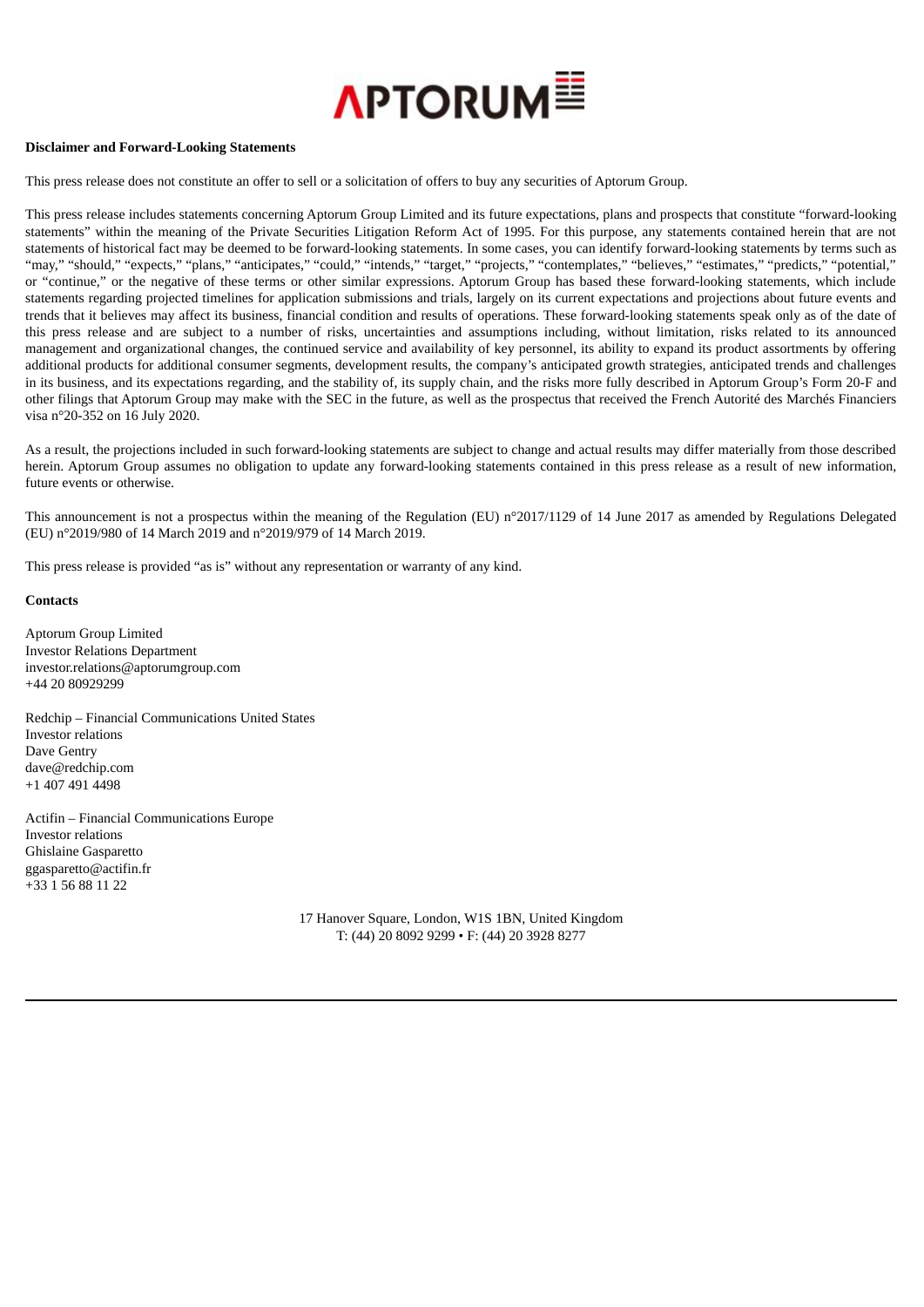**Disclaimer and Forward-Looking Statements**

This press release does not constitute an offer to sell or a solicitation of offers to buy any securities of Aptorum Group.

This press release includes statements concerning Aptorum Group Limited and its future expectations, plans and prospects that constitute "forward-looking statements" within the meaning of the Private Securities Litigation Reform Act of 1995. For this purpose, any statements contained herein that are not statements of historical fact may be deemed to be forward-looking statements. In some cases, you can identify forward-looking statements by terms such as "may," "should," "expects," "plans," "anticipates," "could," "intends," "target," "projects," "contemplates," "believes," "estimates," "predicts," "potential," or "continue," or the negative of these terms or other similar expressions. Aptorum Group has based these forward-looking statements, which include statements regarding projected timelines for application submissions and trials, largely on its current expectations and projections about future events and trends that it believes may affect its business, financial condition and results of operations. These forward-looking statements speak only as of the date of this press release and are subject to a number of risks, uncertainties and assumptions including, without limitation, risks related to its announced management and organizational changes, the continued service and availability of key personnel, its ability to expand its product assortments by offering additional products for additional consumer segments, development results, the company's anticipated growth strategies, anticipated trends and challenges in its business, and its expectations regarding, and the stability of, its supply chain, and the risks more fully described in Aptorum Group's Form 20-F and other filings that Aptorum Group may make with the SEC in the future, as well as the prospectus that received the French Autorité des Marchés Financiers visa n°20-352 on 16 July 2020.

As a result, the projections included in such forward-looking statements are subject to change and actual results may differ materially from those described herein. Aptorum Group assumes no obligation to update any forward-looking statements contained in this press release as a result of new information, future events or otherwise.

This announcement is not a prospectus within the meaning of the Regulation (EU) n°2017/1129 of 14 June 2017 as amended by Regulations Delegated (EU) n°2019/980 of 14 March 2019 and n°2019/979 of 14 March 2019.

This press release is provided "as is" without any representation or warranty of any kind.

**Contacts**

Aptorum Group Limited
Investor Relations Department
investor.relations@aptorumgroup.com
+44 20 80929299

Redchip – Financial Communications United States
Investor relations
Dave Gentry
dave@redchip.com
+1 407 491 4498

Actifin – Financial Communications Europe
Investor relations
Ghislaine Gasparetto
ggasparetto@actifin.fr
+33 1 56 88 11 22

17 Hanover Square, London, W1S 1BN, United Kingdom
T: (44) 20 8092 9299 • F: (44) 20 3928 8277